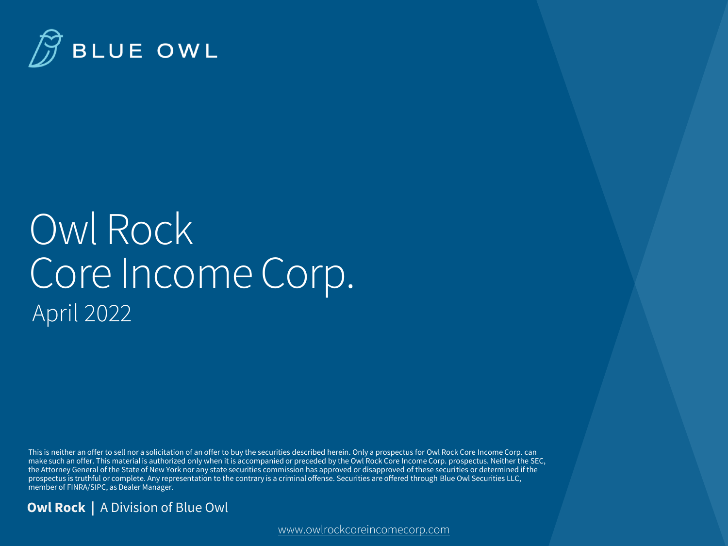BLUE OWL

# Owl Rock Core Income Corp.

April 2022

This is neither an offer to sell nor a solicitation of an offer to buy the securities described herein. Only a prospectus for Owl Rock Core Income Corp. can make such an offer. This material is authorized only when it is accompanied or preceded by the Owl Rock Core Income Corp. prospectus. Neither the SEC, the Attorney General of the State of New York nor any state securities commission has approved or disapproved of these securities or determined if the prospectus is truthful or complete. Any representation to the contrary is a criminal offense. Securities are offered through Blue Owl Securities LLC, member of FINRA/SIPC, as Dealer Manager.

**Owl Rock** | A Division of Blue Owl

www.owlrockcoreincomecorp.com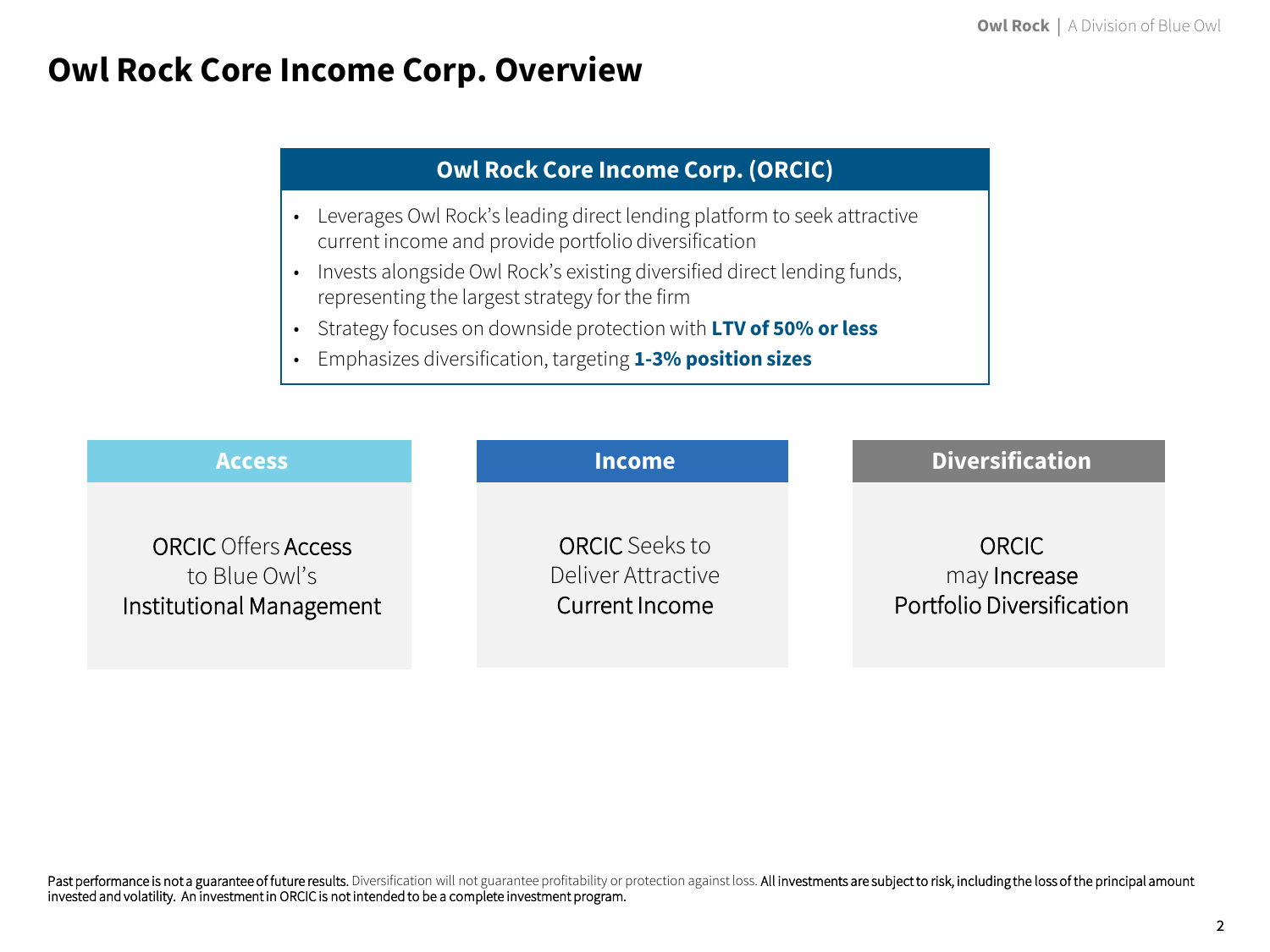# Owl Rock Core Income Corp. Overview

## Owl Rock Core Income Corp. (ORCIC)

- Leverages Owl Rock's leading direct lending platform to seek attractive current income and provide portfolio diversification
- Invests alongside Owl Rock's existing diversified direct lending funds, representing the largest strategy for the firm
- Strategy focuses on downside protection with **LTV of 50% or less**
- Emphasizes diversification, targeting **1-3% position sizes**

### Access

ORCIC Offers Access to Blue Owl's Institutional Management

### Income

ORCIC Seeks to Deliver Attractive Current Income

### Diversification

ORCIC may Increase Portfolio Diversification

Past performance is not a guarantee of future results. Diversification will not guarantee profitability or protection against loss. All investments are subject to risk, including the loss of the principal amount invested and volatility. An investment in ORCIC is not intended to be a complete investment program.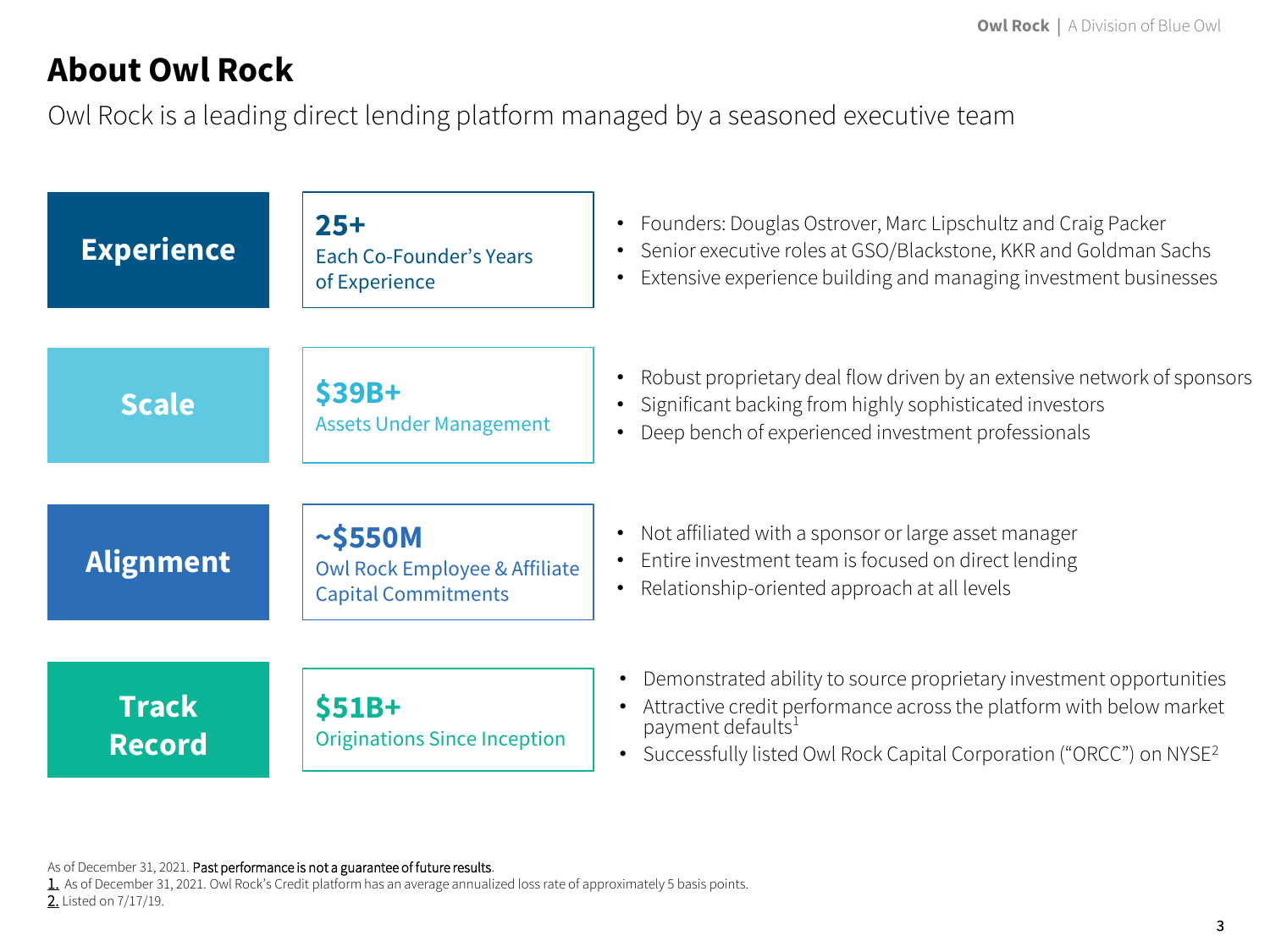# About Owl Rock

Owl Rock is a leading direct lending platform managed by a seasoned executive team

## Experience

**25+**
Each Co-Founder's Years of Experience

- Founders: Douglas Ostrover, Marc Lipschultz and Craig Packer
- Senior executive roles at GSO/Blackstone, KKR and Goldman Sachs
- Extensive experience building and managing investment businesses

## Scale

**$39B+**
Assets Under Management

- Robust proprietary deal flow driven by an extensive network of sponsors
- Significant backing from highly sophisticated investors
- Deep bench of experienced investment professionals

## Alignment

**~$550M**
Owl Rock Employee & Affiliate Capital Commitments

- Not affiliated with a sponsor or large asset manager
- Entire investment team is focused on direct lending
- Relationship-oriented approach at all levels

## Track Record

**$51B+**
Originations Since Inception

- Demonstrated ability to source proprietary investment opportunities
- Attractive credit performance across the platform with below market payment defaults[1]
- Successfully listed Owl Rock Capital Corporation ("ORCC") on NYSE[2]

As of December 31, 2021. Past performance is not a guarantee of future results.

1. As of December 31, 2021. Owl Rock's Credit platform has an average annualized loss rate of approximately 5 basis points.
2. Listed on 7/17/19.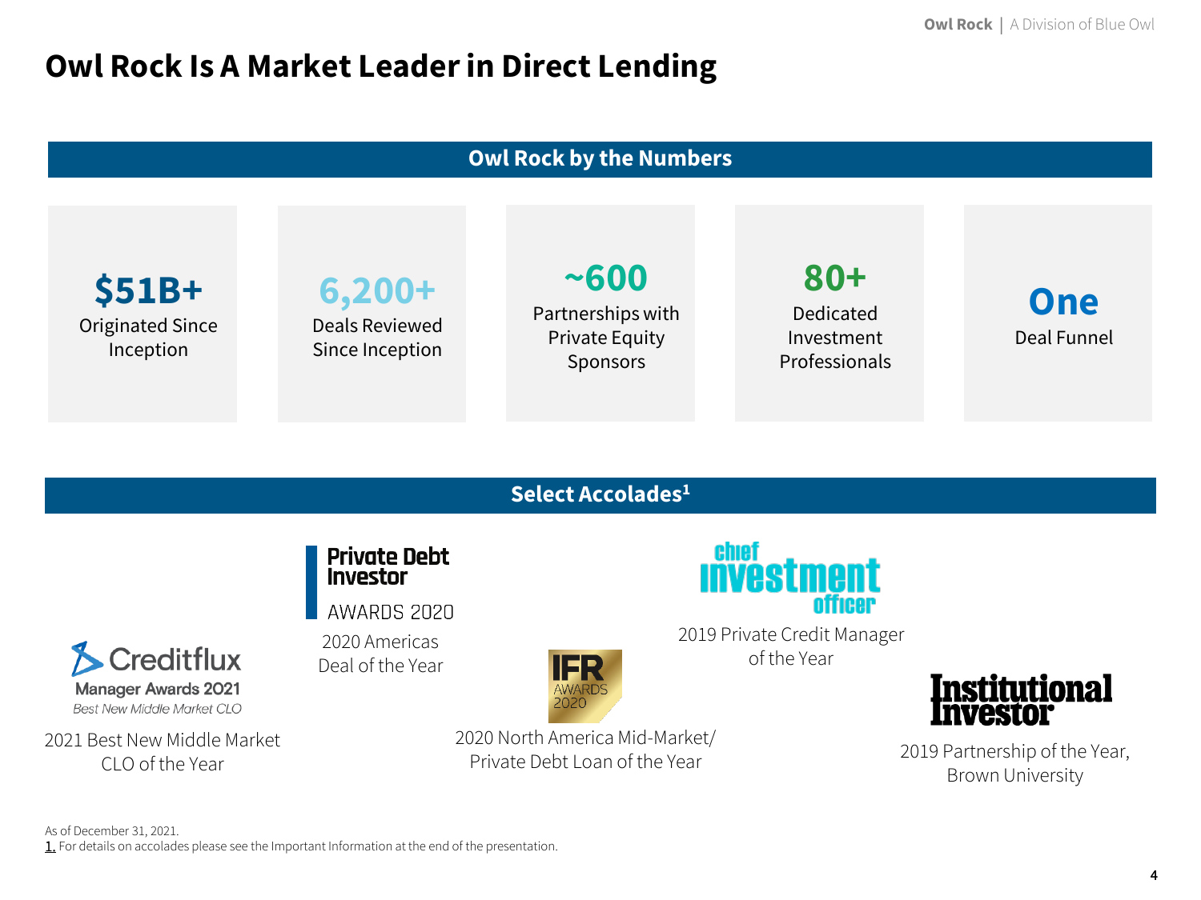# Owl Rock Is A Market Leader in Direct Lending

## Owl Rock by the Numbers

**$51B+**
Originated Since Inception

**6,200+**
Deals Reviewed Since Inception

**~600**
Partnerships with Private Equity Sponsors

**80+**
Dedicated Investment Professionals

**One**
Deal Funnel

## Select Accolades[1]

Creditflux Manager Awards 2021 — Best New Middle Market CLO

2021 Best New Middle Market CLO of the Year

Private Debt Investor AWARDS 2020

2020 Americas Deal of the Year

IFR AWARDS 2020

2020 North America Mid-Market/ Private Debt Loan of the Year

Chief Investment Officer

2019 Private Credit Manager of the Year

Institutional Investor

2019 Partnership of the Year, Brown University

As of December 31, 2021.

1. For details on accolades please see the Important Information at the end of the presentation.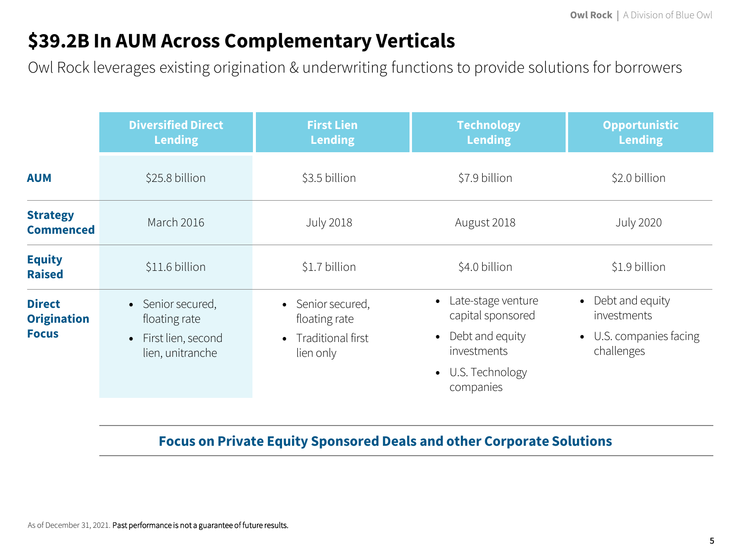# $39.2B In AUM Across Complementary Verticals

Owl Rock leverages existing origination & underwriting functions to provide solutions for borrowers

| | Diversified Direct Lending | First Lien Lending | Technology Lending | Opportunistic Lending |
|---|---|---|---|---|
| **AUM** | $25.8 billion | $3.5 billion | $7.9 billion | $2.0 billion |
| **Strategy Commenced** | March 2016 | July 2018 | August 2018 | July 2020 |
| **Equity Raised** | $11.6 billion | $1.7 billion | $4.0 billion | $1.9 billion |
| **Direct Origination Focus** | • Senior secured, floating rate<br>• First lien, second lien, unitranche | • Senior secured, floating rate<br>• Traditional first lien only | • Late-stage venture capital sponsored<br>• Debt and equity investments<br>• U.S. Technology companies | • Debt and equity investments<br>• U.S. companies facing challenges |

**Focus on Private Equity Sponsored Deals and other Corporate Solutions**

As of December 31, 2021. Past performance is not a guarantee of future results.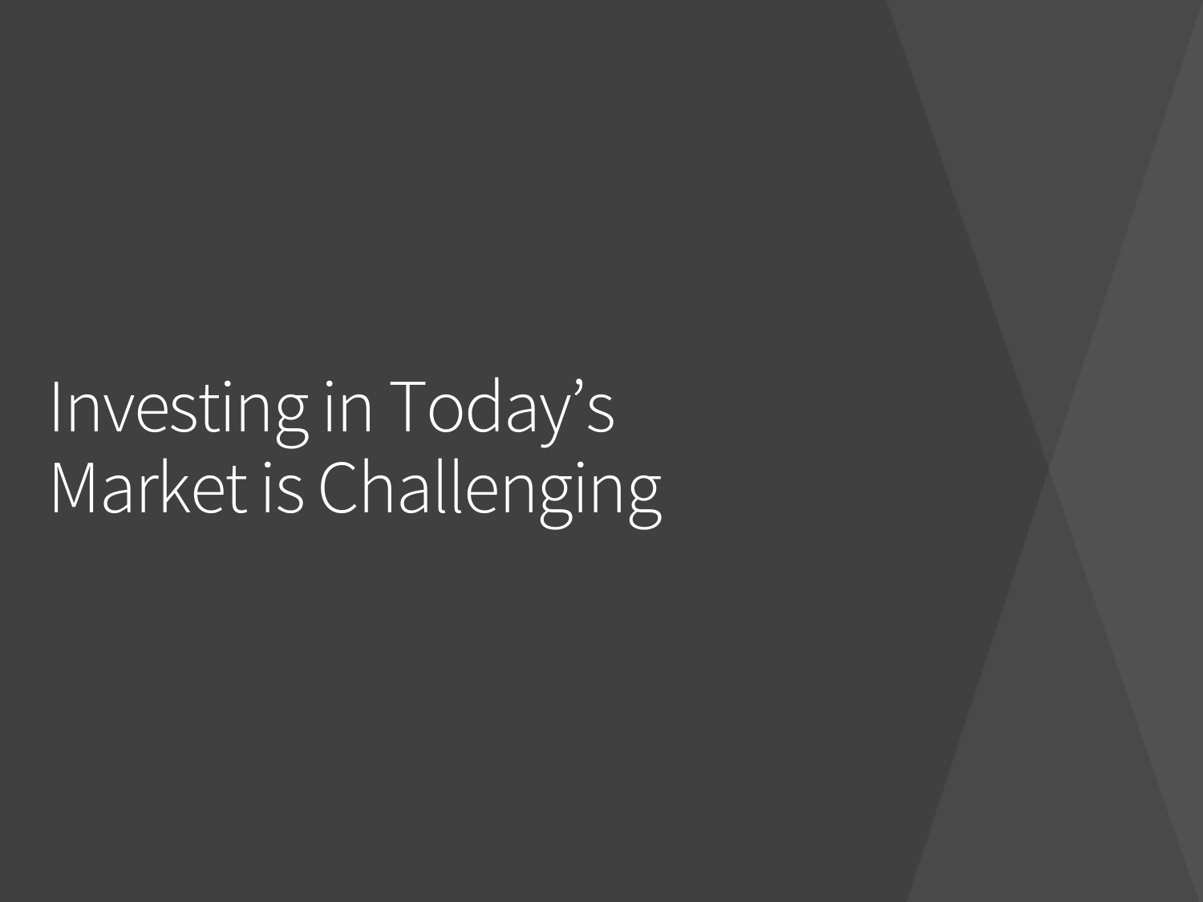# Investing in Today's Market is Challenging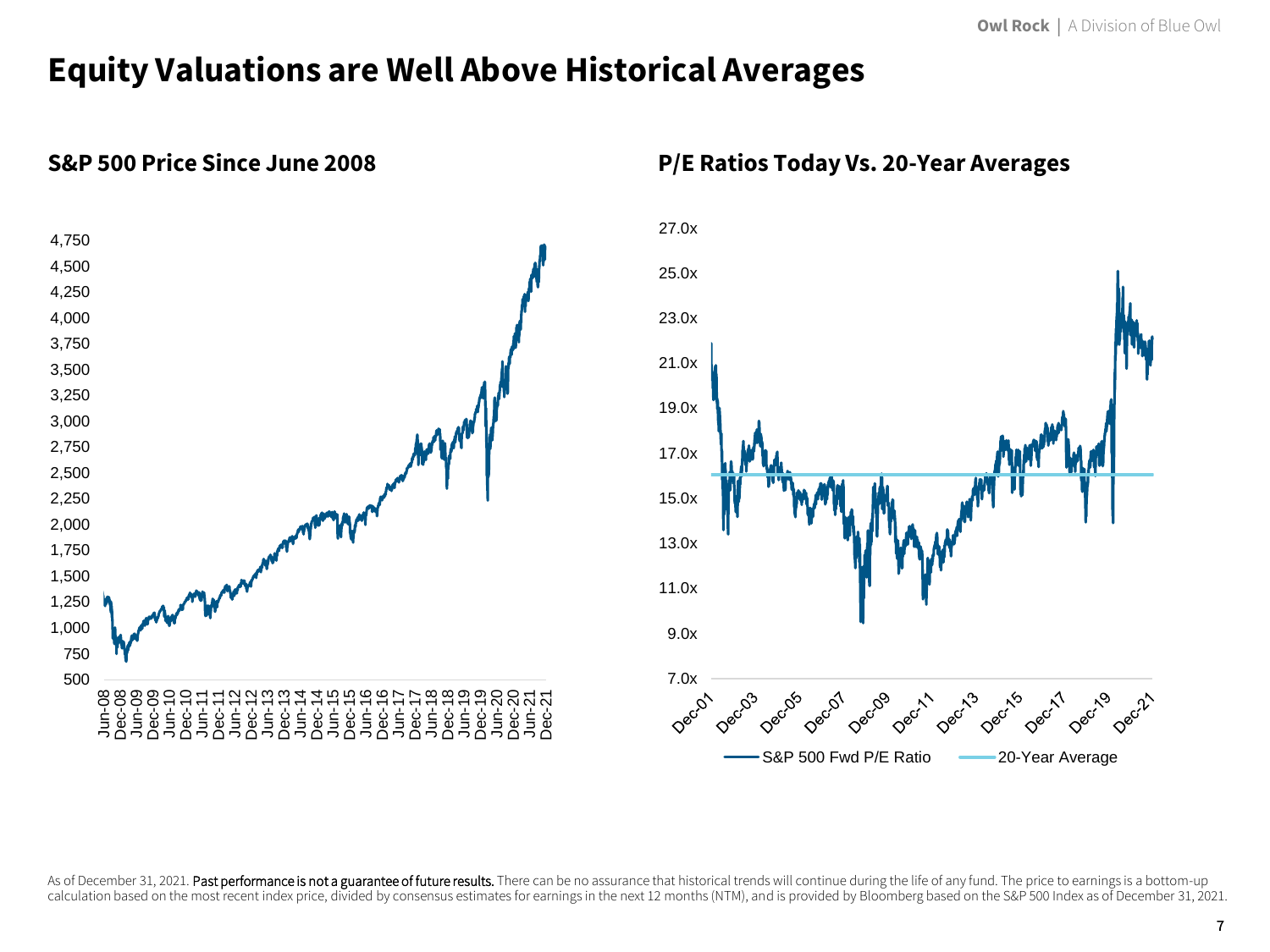# Equity Valuations are Well Above Historical Averages

## S&P 500 Price Since June 2008

## P/E Ratios Today Vs. 20-Year Averages

S&P 500 Fwd P/E Ratio — 20-Year Average

As of December 31, 2021. **Past performance is not a guarantee of future results.** There can be no assurance that historical trends will continue during the life of any fund. The price to earnings is a bottom-up calculation based on the most recent index price, divided by consensus estimates for earnings in the next 12 months (NTM), and is provided by Bloomberg based on the S&P 500 Index as of December 31, 2021.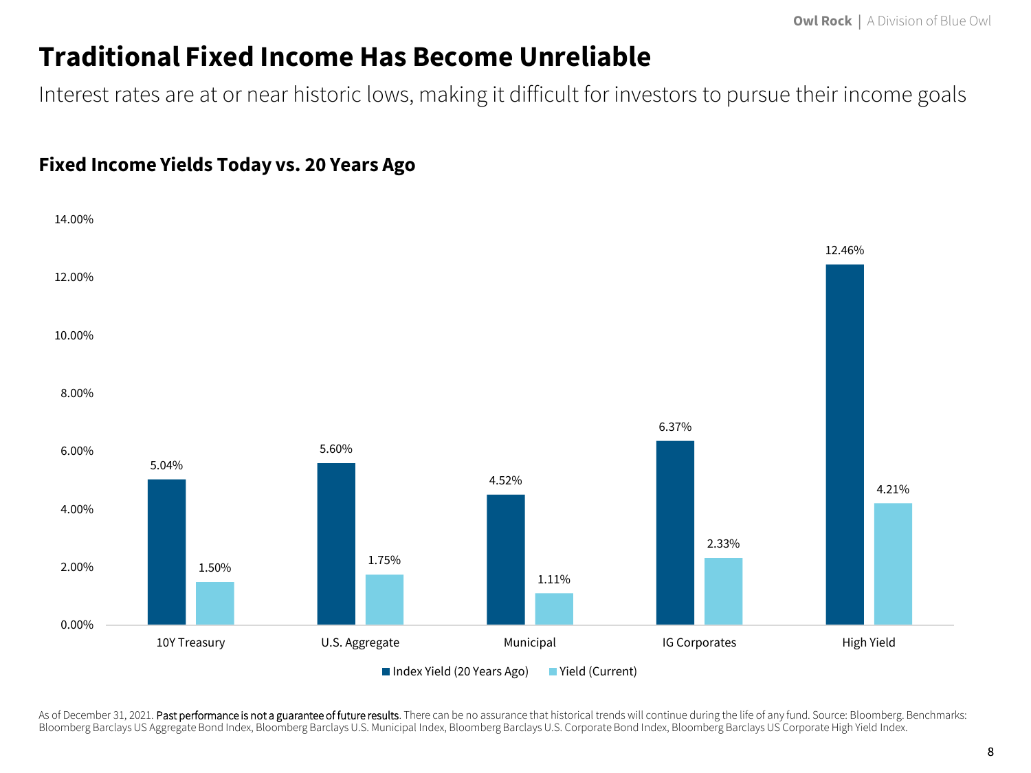# Traditional Fixed Income Has Become Unreliable

Interest rates are at or near historic lows, making it difficult for investors to pursue their income goals

## Fixed Income Yields Today vs. 20 Years Ago

| | Index Yield (20 Years Ago) | Yield (Current) |
|---|---|---|
| 10Y Treasury | 5.04% | 1.50% |
| U.S. Aggregate | 5.60% | 1.75% |
| Municipal | 4.52% | 1.11% |
| IG Corporates | 6.37% | 2.33% |
| High Yield | 12.46% | 4.21% |

As of December 31, 2021. Past performance is not a guarantee of future results. There can be no assurance that historical trends will continue during the life of any fund. Source: Bloomberg. Benchmarks: Bloomberg Barclays US Aggregate Bond Index, Bloomberg Barclays U.S. Municipal Index, Bloomberg Barclays U.S. Corporate Bond Index, Bloomberg Barclays US Corporate High Yield Index.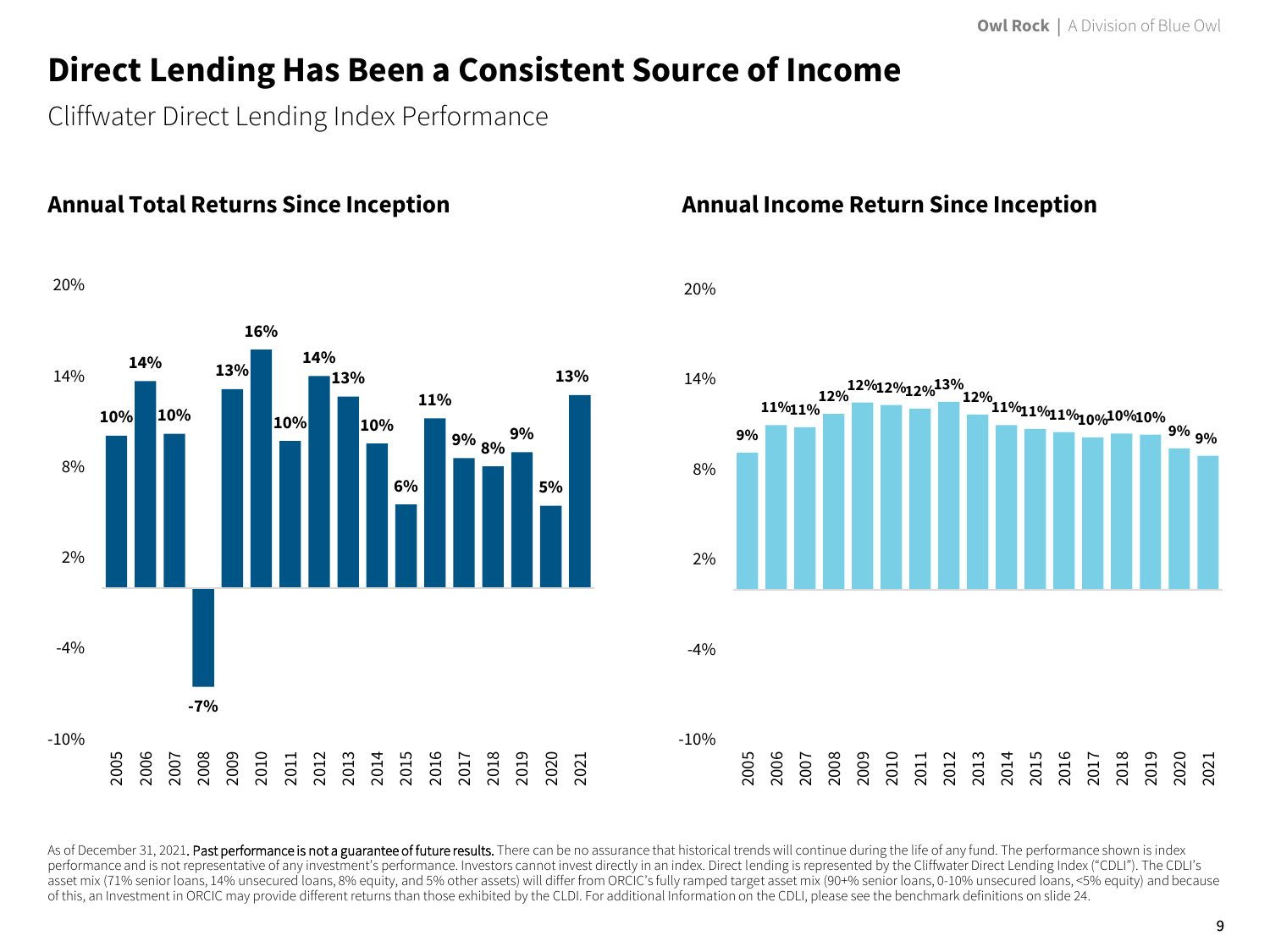# Direct Lending Has Been a Consistent Source of Income

Cliffwater Direct Lending Index Performance

## Annual Total Returns Since Inception

| Year | Total Return |
|---|---|
| 2005 | 10% |
| 2006 | 14% |
| 2007 | 10% |
| 2008 | -7% |
| 2009 | 13% |
| 2010 | 16% |
| 2011 | 10% |
| 2012 | 14% |
| 2013 | 13% |
| 2014 | 10% |
| 2015 | 6% |
| 2016 | 11% |
| 2017 | 9% |
| 2018 | 8% |
| 2019 | 9% |
| 2020 | 5% |
| 2021 | 13% |

## Annual Income Return Since Inception

| Year | Income Return |
|---|---|
| 2005 | 9% |
| 2006 | 11% |
| 2007 | 11% |
| 2008 | 12% |
| 2009 | 12% |
| 2010 | 12% |
| 2011 | 12% |
| 2012 | 13% |
| 2013 | 12% |
| 2014 | 11% |
| 2015 | 11% |
| 2016 | 11% |
| 2017 | 10% |
| 2018 | 10% |
| 2019 | 10% |
| 2020 | 9% |
| 2021 | 9% |

As of December 31, 2021. **Past performance is not a guarantee of future results.** There can be no assurance that historical trends will continue during the life of any fund. The performance shown is index performance and is not representative of any investment's performance. Investors cannot invest directly in an index. Direct lending is represented by the Cliffwater Direct Lending Index ("CDLI"). The CDLI's asset mix (71% senior loans, 14% unsecured loans, 8% equity, and 5% other assets) will differ from ORCIC's fully ramped target asset mix (90+% senior loans, 0-10% unsecured loans, <5% equity) and because of this, an Investment in ORCIC may provide different returns than those exhibited by the CLDI. For additional Information on the CDLI, please see the benchmark definitions on slide 24.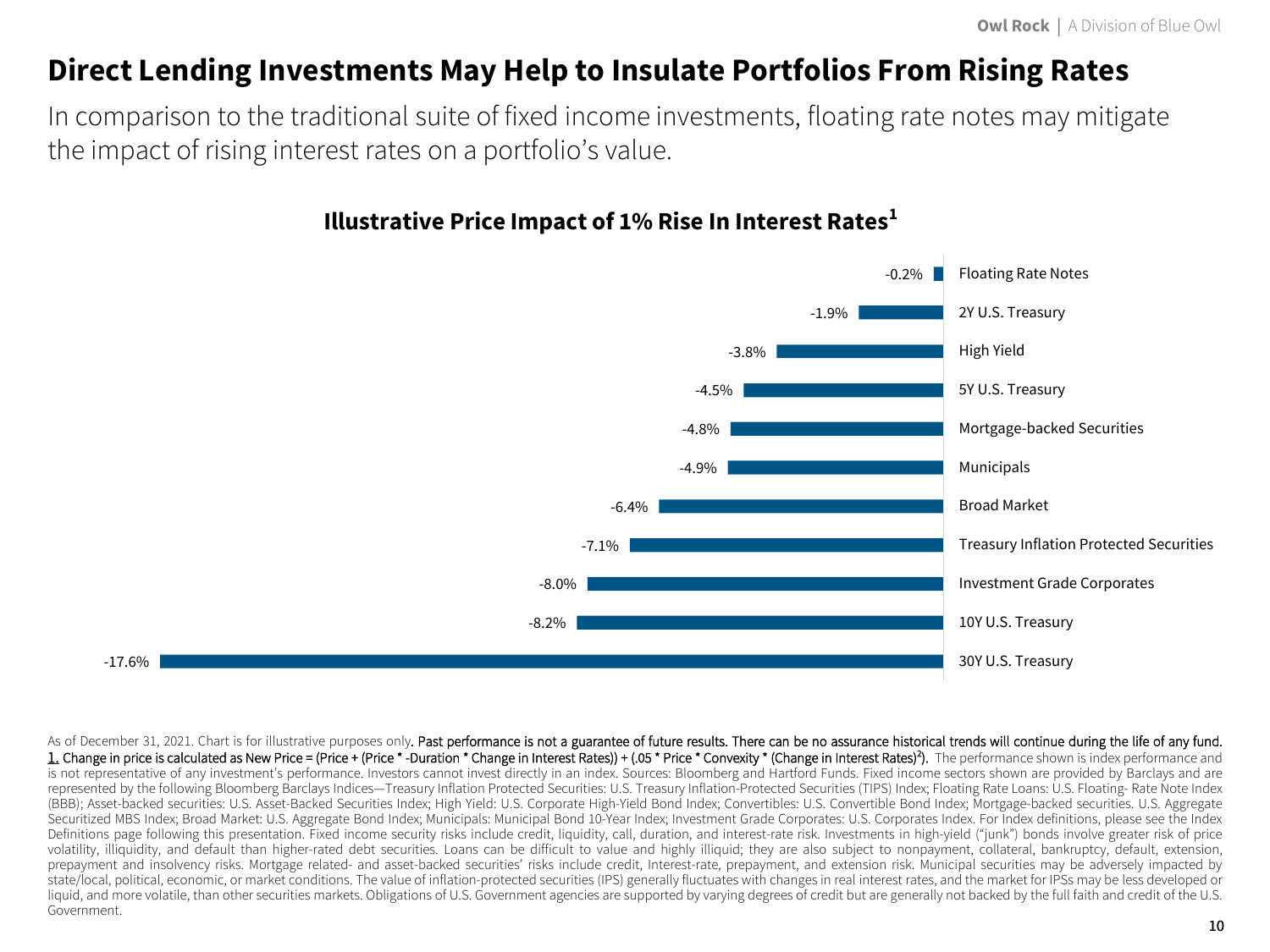# Direct Lending Investments May Help to Insulate Portfolios From Rising Rates

In comparison to the traditional suite of fixed income investments, floating rate notes may mitigate the impact of rising interest rates on a portfolio's value.

## Illustrative Price Impact of 1% Rise In Interest Rates[1]

| Investment | Price Impact |
|---|---|
| Floating Rate Notes | -0.2% |
| 2Y U.S. Treasury | -1.9% |
| High Yield | -3.8% |
| 5Y U.S. Treasury | -4.5% |
| Mortgage-backed Securities | -4.8% |
| Municipals | -4.9% |
| Broad Market | -6.4% |
| Treasury Inflation Protected Securities | -7.1% |
| Investment Grade Corporates | -8.0% |
| 10Y U.S. Treasury | -8.2% |
| 30Y U.S. Treasury | -17.6% |

As of December 31, 2021. Chart is for illustrative purposes only. **Past performance is not a guarantee of future results. There can be no assurance historical trends will continue during the life of any fund.**
1. Change in price is calculated as New Price = (Price + (Price * -Duration * Change in Interest Rates)) + (.05 * Price * Convexity * (Change in Interest Rates)²). The performance shown is index performance and is not representative of any investment's performance. Investors cannot invest directly in an index. Sources: Bloomberg and Hartford Funds. Fixed income sectors shown are provided by Barclays and are represented by the following Bloomberg Barclays Indices—Treasury Inflation Protected Securities: U.S. Treasury Inflation-Protected Securities (TIPS) Index; Floating Rate Loans: U.S. Floating- Rate Note Index (BBB); Asset-backed securities: U.S. Asset-Backed Securities Index; High Yield: U.S. Corporate High-Yield Bond Index; Convertibles: U.S. Convertible Bond Index; Mortgage-backed securities. U.S. Aggregate Securitized MBS Index; Broad Market: U.S. Aggregate Bond Index; Municipals: Municipal Bond 10-Year Index; Investment Grade Corporates: U.S. Corporates Index. For Index definitions, please see the Index Definitions page following this presentation. Fixed income security risks include credit, liquidity, call, duration, and interest-rate risk. Investments in high-yield ("junk") bonds involve greater risk of price volatility, illiquidity, and default than higher-rated debt securities. Loans can be difficult to value and highly illiquid; they are also subject to nonpayment, collateral, bankruptcy, default, extension, prepayment and insolvency risks. Mortgage related- and asset-backed securities' risks include credit, Interest-rate, prepayment, and extension risk. Municipal securities may be adversely impacted by state/local, political, economic, or market conditions. The value of inflation-protected securities (IPS) generally fluctuates with changes in real interest rates, and the market for IPSs may be less developed or liquid, and more volatile, than other securities markets. Obligations of U.S. Government agencies are supported by varying degrees of credit but are generally not backed by the full faith and credit of the U.S. Government.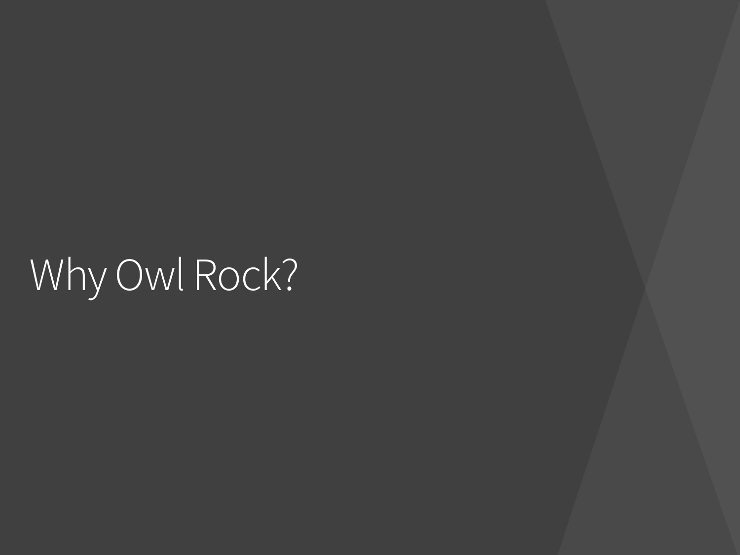# Why Owl Rock?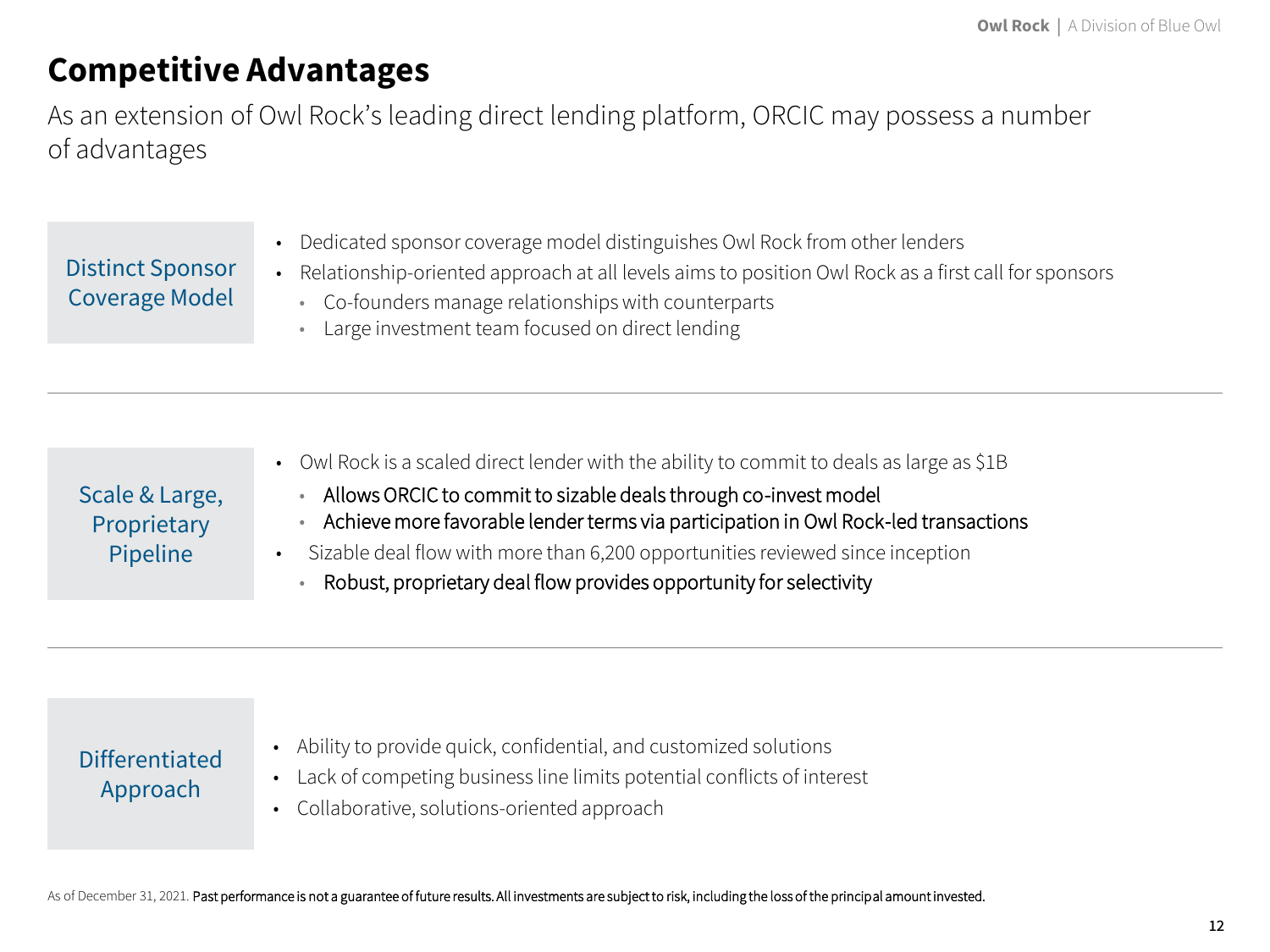# Competitive Advantages

As an extension of Owl Rock's leading direct lending platform, ORCIC may possess a number of advantages

### Distinct Sponsor Coverage Model

- Dedicated sponsor coverage model distinguishes Owl Rock from other lenders
- Relationship-oriented approach at all levels aims to position Owl Rock as a first call for sponsors
  - Co-founders manage relationships with counterparts
  - Large investment team focused on direct lending

### Scale & Large, Proprietary Pipeline

- Owl Rock is a scaled direct lender with the ability to commit to deals as large as $1B
  - Allows ORCIC to commit to sizable deals through co-invest model
  - Achieve more favorable lender terms via participation in Owl Rock-led transactions
- Sizable deal flow with more than 6,200 opportunities reviewed since inception
  - Robust, proprietary deal flow provides opportunity for selectivity

### Differentiated Approach

- Ability to provide quick, confidential, and customized solutions
- Lack of competing business line limits potential conflicts of interest
- Collaborative, solutions-oriented approach

As of December 31, 2021. Past performance is not a guarantee of future results. All investments are subject to risk, including the loss of the principal amount invested.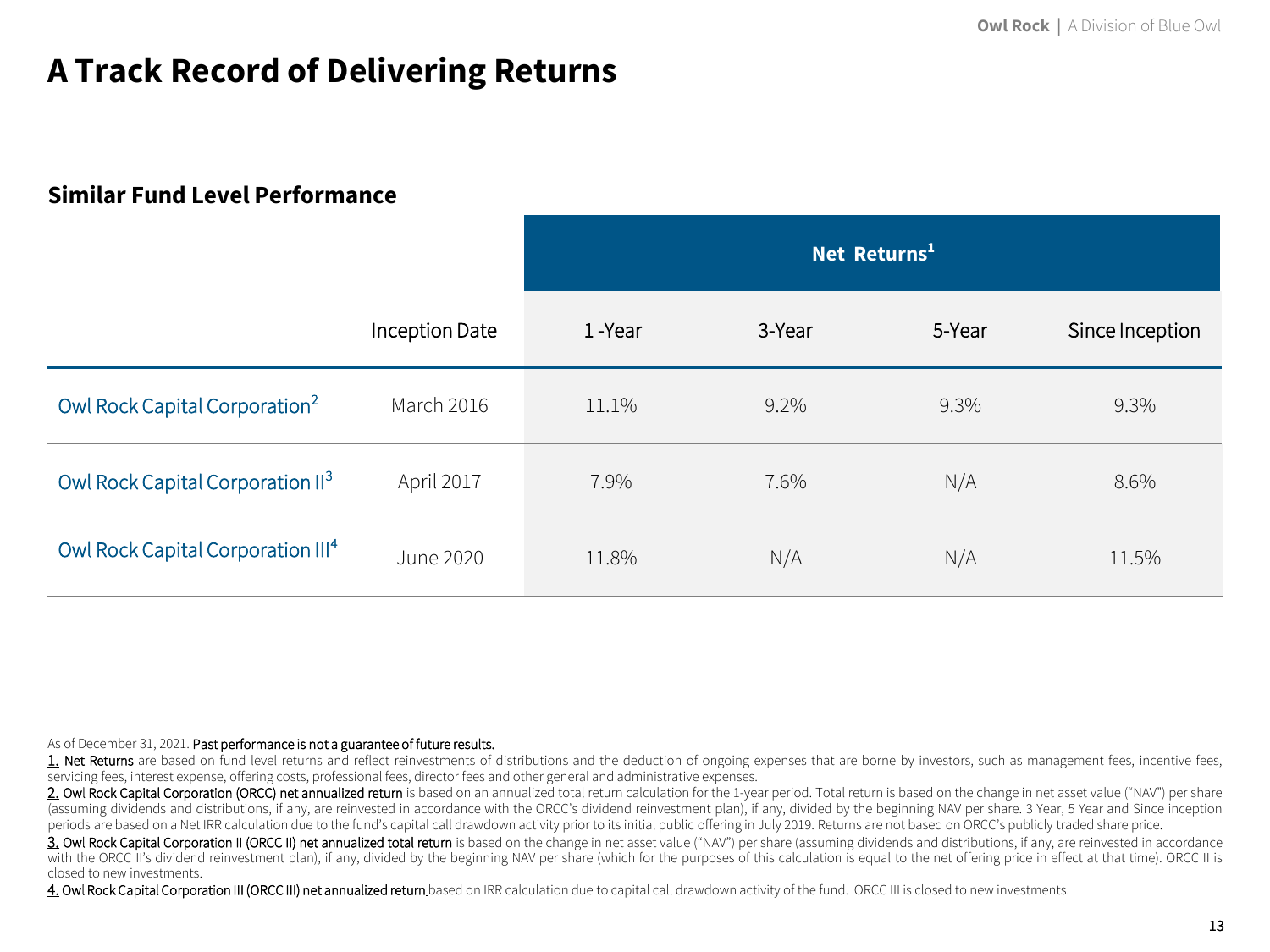# A Track Record of Delivering Returns

## Similar Fund Level Performance

| | Inception Date | Net Returns[1] | | | |
|---|---|---|---|---|---|
| | | 1 -Year | 3-Year | 5-Year | Since Inception |
| Owl Rock Capital Corporation[2] | March 2016 | 11.1% | 9.2% | 9.3% | 9.3% |
| Owl Rock Capital Corporation II[3] | April 2017 | 7.9% | 7.6% | N/A | 8.6% |
| Owl Rock Capital Corporation III[4] | June 2020 | 11.8% | N/A | N/A | 11.5% |

As of December 31, 2021. Past performance is not a guarantee of future results.

1. Net Returns are based on fund level returns and reflect reinvestments of distributions and the deduction of ongoing expenses that are borne by investors, such as management fees, incentive fees, servicing fees, interest expense, offering costs, professional fees, director fees and other general and administrative expenses.

2. Owl Rock Capital Corporation (ORCC) net annualized return is based on an annualized total return calculation for the 1-year period. Total return is based on the change in net asset value ("NAV") per share (assuming dividends and distributions, if any, are reinvested in accordance with the ORCC's dividend reinvestment plan), if any, divided by the beginning NAV per share. 3 Year, 5 Year and Since inception periods are based on a Net IRR calculation due to the fund's capital call drawdown activity prior to its initial public offering in July 2019. Returns are not based on ORCC's publicly traded share price.

3. Owl Rock Capital Corporation II (ORCC II) net annualized total return is based on the change in net asset value ("NAV") per share (assuming dividends and distributions, if any, are reinvested in accordance with the ORCC II's dividend reinvestment plan), if any, divided by the beginning NAV per share (which for the purposes of this calculation is equal to the net offering price in effect at that time). ORCC II is closed to new investments.

4. Owl Rock Capital Corporation III (ORCC III) net annualized return based on IRR calculation due to capital call drawdown activity of the fund. ORCC III is closed to new investments.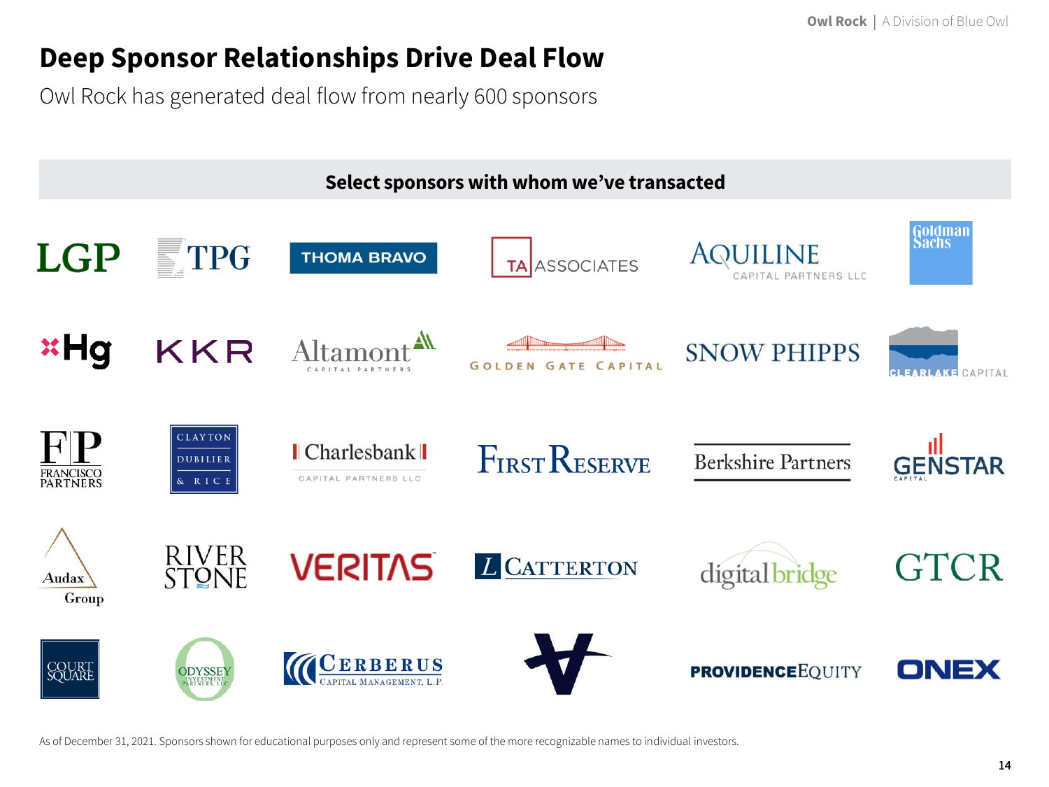# Deep Sponsor Relationships Drive Deal Flow

Owl Rock has generated deal flow from nearly 600 sponsors

**Select sponsors with whom we've transacted**

LGP | TPG | THOMA BRAVO | TA ASSOCIATES | AQUILINE CAPITAL PARTNERS LLC | Goldman Sachs

Hg | KKR | Altamont Capital Partners | GOLDEN GATE CAPITAL | SNOW PHIPPS | CLEARLAKE CAPITAL

FP FRANCISCO PARTNERS | CLAYTON DUBILIER & RICE | Charlesbank Capital Partners LLC | FIRST RESERVE | Berkshire Partners | GENSTAR CAPITAL

Audax Group | RIVERSTONE | VERITAS | L CATTERTON | digitalbridge | GTCR

COURT SQUARE | ODYSSEY INVESTMENT PARTNERS, LLC | CERBERUS CAPITAL MANAGEMENT, L.P. | PROVIDENCE EQUITY | ONEX

As of December 31, 2021. Sponsors shown for educational purposes only and represent some of the more recognizable names to individual investors.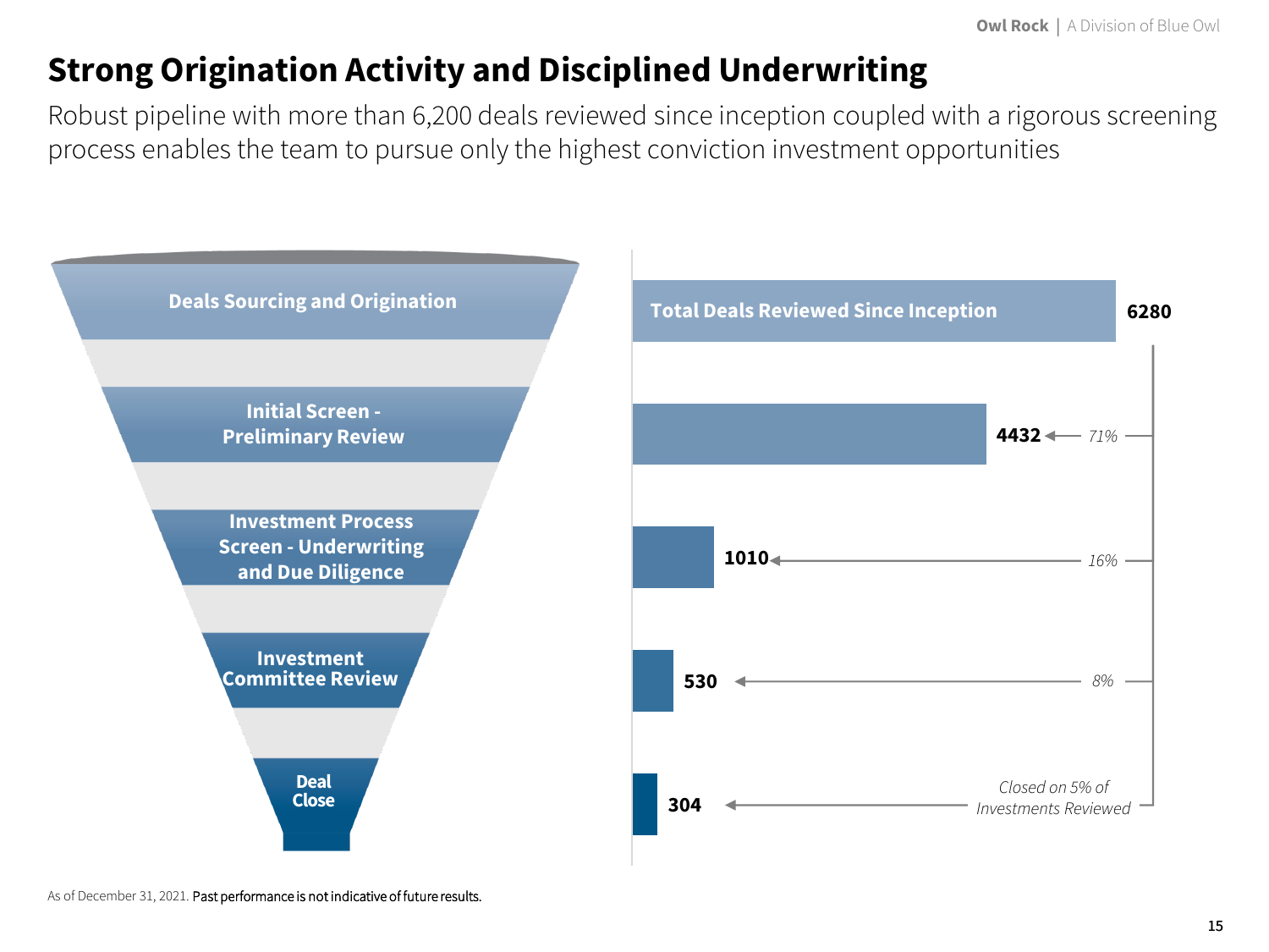# Strong Origination Activity and Disciplined Underwriting

Robust pipeline with more than 6,200 deals reviewed since inception coupled with a rigorous screening process enables the team to pursue only the highest conviction investment opportunities

| Stage | Deals | % of Total Deals Reviewed |
| --- | --- | --- |
| Deals Sourcing and Origination (Total Deals Reviewed Since Inception) | 6280 | |
| Initial Screen - Preliminary Review | 4432 | 71% |
| Investment Process Screen - Underwriting and Due Diligence | 1010 | 16% |
| Investment Committee Review | 530 | 8% |
| Deal Close | 304 | Closed on 5% of Investments Reviewed |

As of December 31, 2021. Past performance is not indicative of future results.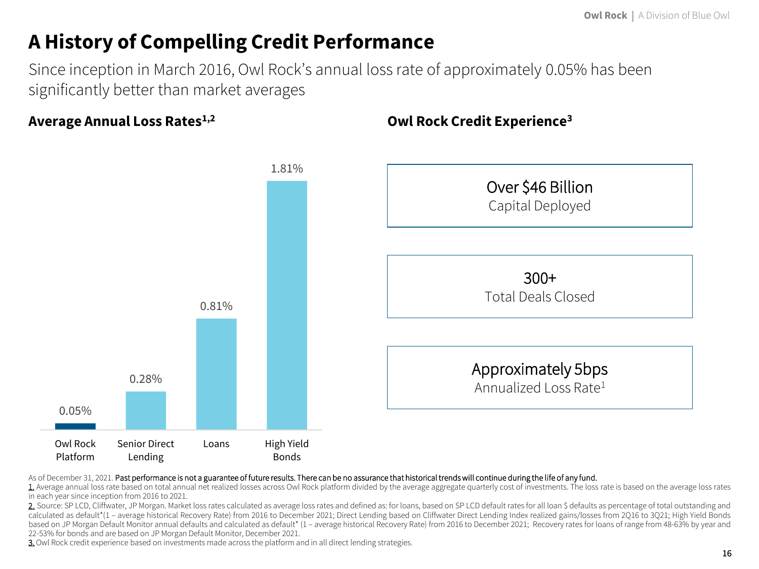# A History of Compelling Credit Performance

Since inception in March 2016, Owl Rock's annual loss rate of approximately 0.05% has been significantly better than market averages

## Average Annual Loss Rates[1,2]

| Category | Average Annual Loss Rate |
|---|---|
| Owl Rock Platform | 0.05% |
| Senior Direct Lending | 0.28% |
| Loans | 0.81% |
| High Yield Bonds | 1.81% |

## Owl Rock Credit Experience[3]

**Over $46 Billion**
Capital Deployed

**300+**
Total Deals Closed

**Approximately 5bps**
Annualized Loss Rate[1]

As of December 31, 2021. **Past performance is not a guarantee of future results. There can be no assurance that historical trends will continue during the life of any fund.**

1. Average annual loss rate based on total annual net realized losses across Owl Rock platform divided by the average aggregate quarterly cost of investments. The loss rate is based on the average loss rates in each year since inception from 2016 to 2021.

2. Source: SP LCD, Cliffwater, JP Morgan. Market loss rates calculated as average loss rates and defined as: for loans, based on SP LCD default rates for all loan $ defaults as percentage of total outstanding and calculated as default*(1 – average historical Recovery Rate) from 2016 to December 2021; Direct Lending based on Cliffwater Direct Lending Index realized gains/losses from 2Q16 to 3Q21; High Yield Bonds based on JP Morgan Default Monitor annual defaults and calculated as default* (1 – average historical Recovery Rate) from 2016 to December 2021; Recovery rates for loans of range from 48-63% by year and 22-53% for bonds and are based on JP Morgan Default Monitor, December 2021.

3. Owl Rock credit experience based on investments made across the platform and in all direct lending strategies.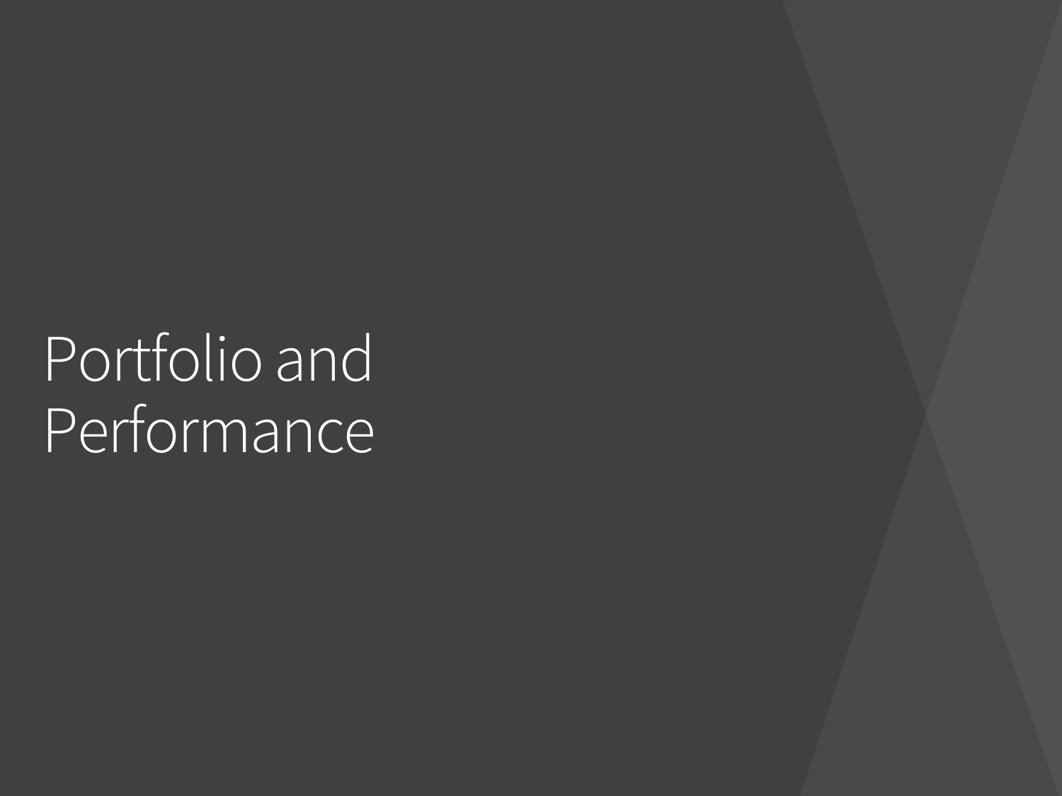# Portfolio and Performance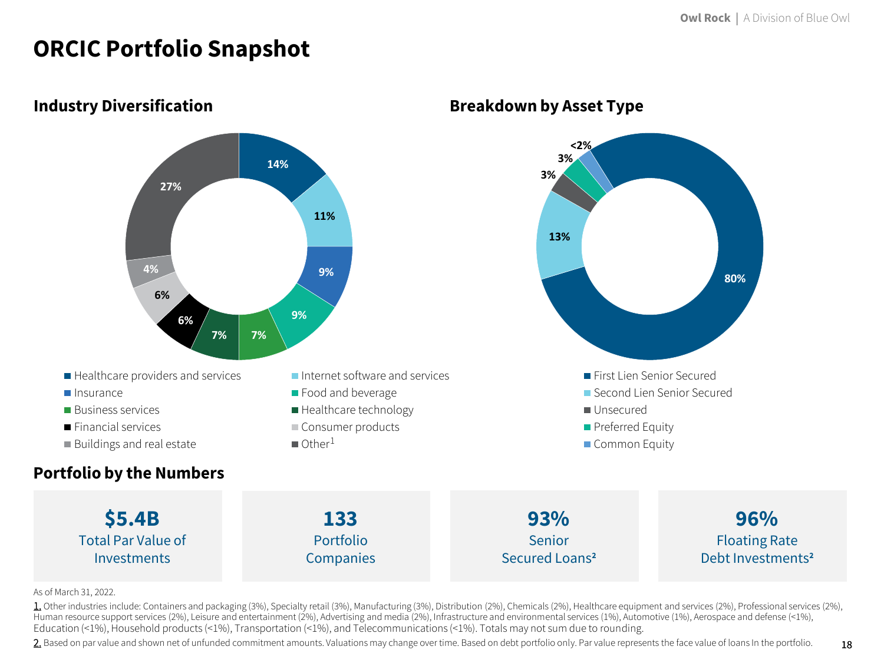# ORCIC Portfolio Snapshot

## Industry Diversification

| Industry | % |
|---|---|
| Healthcare providers and services | 14% |
| Internet software and services | 11% |
| Insurance | 9% |
| Food and beverage | 9% |
| Business services | 7% |
| Healthcare technology | 7% |
| Financial services | 6% |
| Consumer products | 6% |
| Buildings and real estate | 4% |
| Other[1] | 27% |

## Breakdown by Asset Type

| Asset Type | % |
|---|---|
| First Lien Senior Secured | 80% |
| Second Lien Senior Secured | 13% |
| Unsecured | 3% |
| Preferred Equity | 3% |
| Common Equity | <2% |

## Portfolio by the Numbers

| $5.4B | 133 | 93% | 96% |
|---|---|---|---|
| Total Par Value of Investments | Portfolio Companies | Senior Secured Loans[2] | Floating Rate Debt Investments[2] |

As of March 31, 2022.

1. Other industries include: Containers and packaging (3%), Specialty retail (3%), Manufacturing (3%), Distribution (2%), Chemicals (2%), Healthcare equipment and services (2%), Professional services (2%), Human resource support services (2%), Leisure and entertainment (2%), Advertising and media (2%), Infrastructure and environmental services (1%), Automotive (1%), Aerospace and defense (<1%), Education (<1%), Household products (<1%), Transportation (<1%), and Telecommunications (<1%). Totals may not sum due to rounding.

2. Based on par value and shown net of unfunded commitment amounts. Valuations may change over time. Based on debt portfolio only. Par value represents the face value of loans In the portfolio.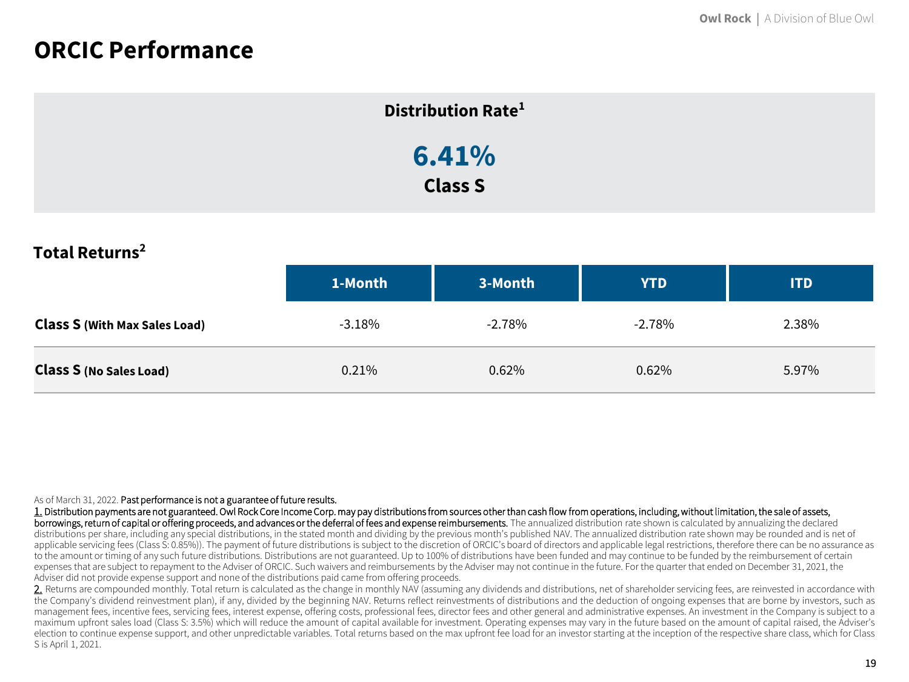# ORCIC Performance

## Distribution Rate[1]

**6.41%**

**Class S**

## Total Returns[2]

| | 1-Month | 3-Month | YTD | ITD |
|---|---|---|---|---|
| **Class S (With Max Sales Load)** | -3.18% | -2.78% | -2.78% | 2.38% |
| **Class S (No Sales Load)** | 0.21% | 0.62% | 0.62% | 5.97% |

As of March 31, 2022. Past performance is not a guarantee of future results.

1. Distribution payments are not guaranteed. Owl Rock Core Income Corp. may pay distributions from sources other than cash flow from operations, including, without limitation, the sale of assets, borrowings, return of capital or offering proceeds, and advances or the deferral of fees and expense reimbursements. The annualized distribution rate shown is calculated by annualizing the declared distributions per share, including any special distributions, in the stated month and dividing by the previous month's published NAV. The annualized distribution rate shown may be rounded and is net of applicable servicing fees (Class S: 0.85%)). The payment of future distributions is subject to the discretion of ORCIC's board of directors and applicable legal restrictions, therefore there can be no assurance as to the amount or timing of any such future distributions. Distributions are not guaranteed. Up to 100% of distributions have been funded and may continue to be funded by the reimbursement of certain expenses that are subject to repayment to the Adviser of ORCIC. Such waivers and reimbursements by the Adviser may not continue in the future. For the quarter that ended on December 31, 2021, the Adviser did not provide expense support and none of the distributions paid came from offering proceeds.

2. Returns are compounded monthly. Total return is calculated as the change in monthly NAV (assuming any dividends and distributions, net of shareholder servicing fees, are reinvested in accordance with the Company's dividend reinvestment plan), if any, divided by the beginning NAV. Returns reflect reinvestments of distributions and the deduction of ongoing expenses that are borne by investors, such as management fees, incentive fees, servicing fees, interest expense, offering costs, professional fees, director fees and other general and administrative expenses. An investment in the Company is subject to a maximum upfront sales load (Class S: 3.5%) which will reduce the amount of capital available for investment. Operating expenses may vary in the future based on the amount of capital raised, the Adviser's election to continue expense support, and other unpredictable variables. Total returns based on the max upfront fee load for an investor starting at the inception of the respective share class, which for Class S is April 1, 2021.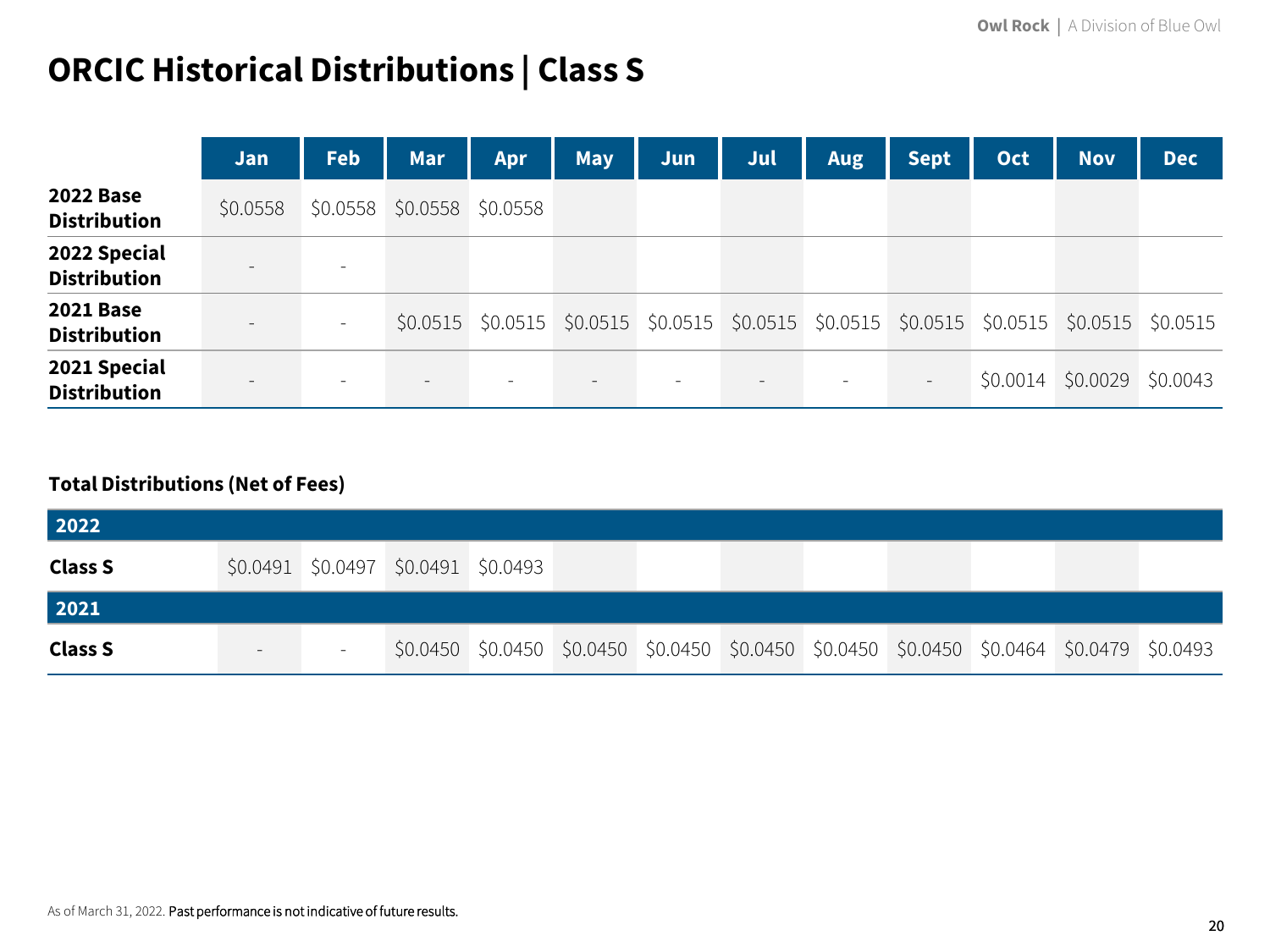# ORCIC Historical Distributions | Class S

| | Jan | Feb | Mar | Apr | May | Jun | Jul | Aug | Sept | Oct | Nov | Dec |
|---|---|---|---|---|---|---|---|---|---|---|---|---|
| **2022 Base Distribution** | $0.0558 | $0.0558 | $0.0558 | $0.0558 | | | | | | | | |
| **2022 Special Distribution** | - | - | | | | | | | | | | |
| **2021 Base Distribution** | - | - | $0.0515 | $0.0515 | $0.0515 | $0.0515 | $0.0515 | $0.0515 | $0.0515 | $0.0515 | $0.0515 | $0.0515 |
| **2021 Special Distribution** | - | - | - | - | - | - | - | - | - | $0.0014 | $0.0029 | $0.0043 |

**Total Distributions (Net of Fees)**

| | | | | | | | | | | | | |
|---|---|---|---|---|---|---|---|---|---|---|---|---|
| **2022** | | | | | | | | | | | | |
| **Class S** | $0.0491 | $0.0497 | $0.0491 | $0.0493 | | | | | | | | |
| **2021** | | | | | | | | | | | | |
| **Class S** | - | - | $0.0450 | $0.0450 | $0.0450 | $0.0450 | $0.0450 | $0.0450 | $0.0450 | $0.0464 | $0.0479 | $0.0493 |

As of March 31, 2022. Past performance is not indicative of future results.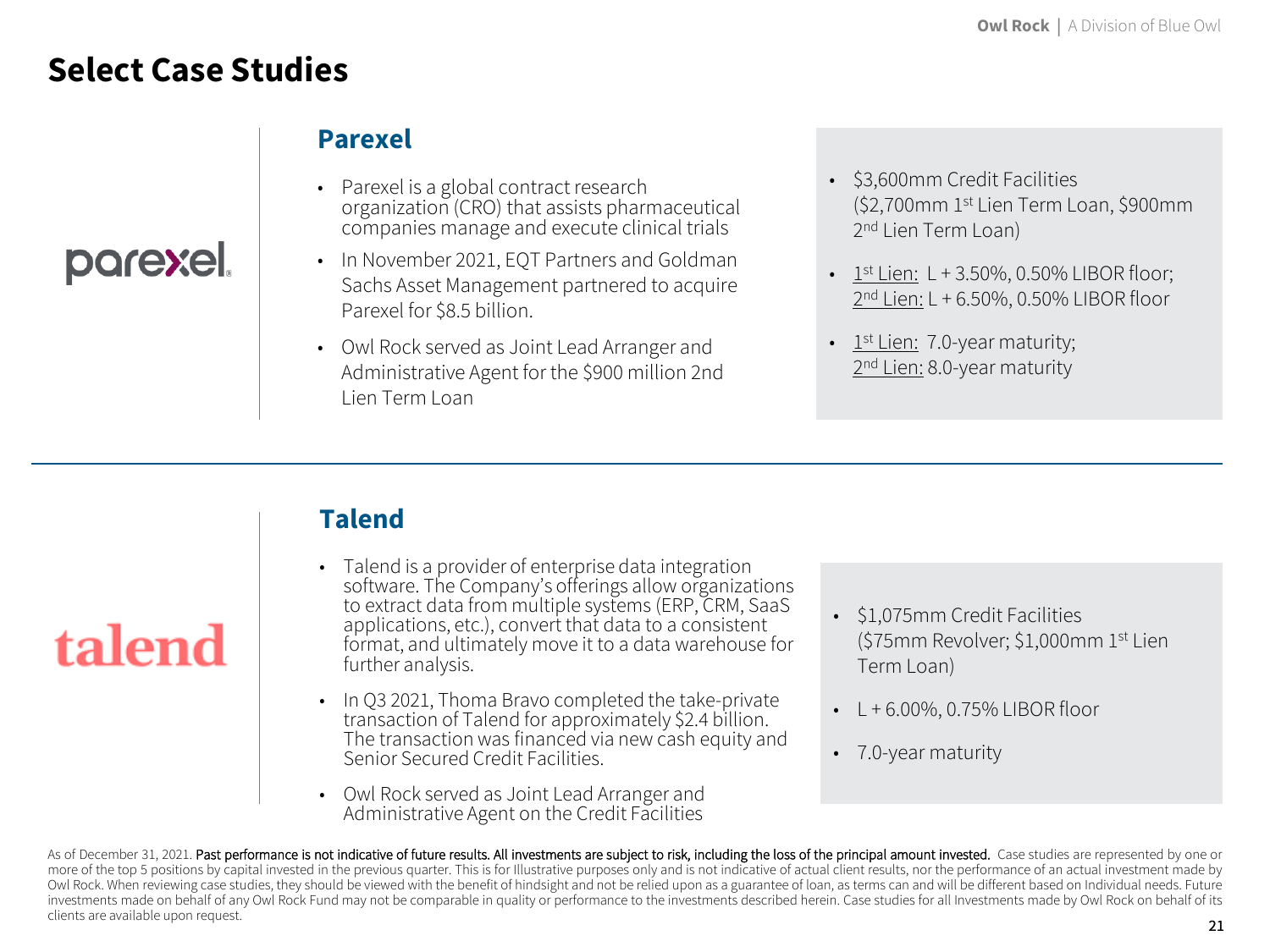# Select Case Studies

## Parexel

- Parexel is a global contract research organization (CRO) that assists pharmaceutical companies manage and execute clinical trials
- In November 2021, EQT Partners and Goldman Sachs Asset Management partnered to acquire Parexel for $8.5 billion.
- Owl Rock served as Joint Lead Arranger and Administrative Agent for the $900 million 2nd Lien Term Loan

- $3,600mm Credit Facilities ($2,700mm 1st Lien Term Loan, $900mm 2nd Lien Term Loan)
- 1st Lien: L + 3.50%, 0.50% LIBOR floor; 2nd Lien: L + 6.50%, 0.50% LIBOR floor
- 1st Lien: 7.0-year maturity; 2nd Lien: 8.0-year maturity

## Talend

- Talend is a provider of enterprise data integration software. The Company's offerings allow organizations to extract data from multiple systems (ERP, CRM, SaaS applications, etc.), convert that data to a consistent format, and ultimately move it to a data warehouse for further analysis.
- In Q3 2021, Thoma Bravo completed the take-private transaction of Talend for approximately $2.4 billion. The transaction was financed via new cash equity and Senior Secured Credit Facilities.
- Owl Rock served as Joint Lead Arranger and Administrative Agent on the Credit Facilities

- $1,075mm Credit Facilities ($75mm Revolver; $1,000mm 1st Lien Term Loan)
- L + 6.00%, 0.75% LIBOR floor
- 7.0-year maturity

As of December 31, 2021. Past performance is not indicative of future results. All investments are subject to risk, including the loss of the principal amount invested. Case studies are represented by one or more of the top 5 positions by capital invested in the previous quarter. This is for Illustrative purposes only and is not indicative of actual client results, nor the performance of an actual investment made by Owl Rock. When reviewing case studies, they should be viewed with the benefit of hindsight and not be relied upon as a guarantee of loan, as terms can and will be different based on Individual needs. Future investments made on behalf of any Owl Rock Fund may not be comparable in quality or performance to the investments described herein. Case studies for all Investments made by Owl Rock on behalf of its clients are available upon request.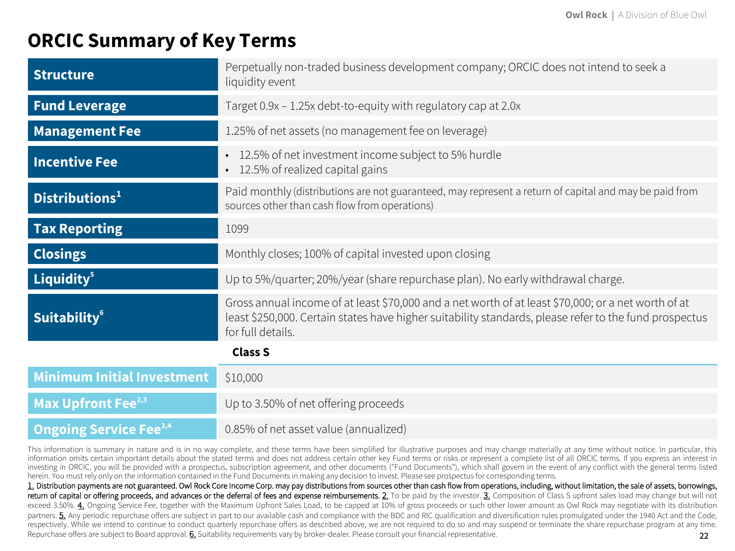# ORCIC Summary of Key Terms

| Term | Description |
|---|---|
| **Structure** | Perpetually non-traded business development company; ORCIC does not intend to seek a liquidity event |
| **Fund Leverage** | Target 0.9x – 1.25x debt-to-equity with regulatory cap at 2.0x |
| **Management Fee** | 1.25% of net assets (no management fee on leverage) |
| **Incentive Fee** | • 12.5% of net investment income subject to 5% hurdle<br>• 12.5% of realized capital gains |
| **Distributions**[1] | Paid monthly (distributions are not guaranteed, may represent a return of capital and may be paid from sources other than cash flow from operations) |
| **Tax Reporting** | 1099 |
| **Closings** | Monthly closes; 100% of capital invested upon closing |
| **Liquidity**[5] | Up to 5%/quarter; 20%/year (share repurchase plan). No early withdrawal charge. |
| **Suitability**[6] | Gross annual income of at least $70,000 and a net worth of at least $70,000; or a net worth of at least $250,000. Certain states have higher suitability standards, please refer to the fund prospectus for full details. |

| | **Class S** |
|---|---|
| **Minimum Initial Investment** | $10,000 |
| **Max Upfront Fee**[2,3] | Up to 3.50% of net offering proceeds |
| **Ongoing Service Fee**[2,4] | 0.85% of net asset value (annualized) |

This information is summary in nature and is in no way complete, and these terms have been simplified for illustrative purposes and may change materially at any time without notice. In particular, this information omits certain important details about the stated terms and does not address certain other key Fund terms or risks or represent a complete list of all ORCIC terms. If you express an interest in investing in ORCIC, you will be provided with a prospectus, subscription agreement, and other documents ("Fund Documents"), which shall govern in the event of any conflict with the general terms listed herein. You must rely only on the information contained in the Fund Documents in making any decision to invest. Please see prospectus for corresponding terms.

1. Distribution payments are not guaranteed. Owl Rock Core Income Corp. may pay distributions from sources other than cash flow from operations, including, without limitation, the sale of assets, borrowings, return of capital or offering proceeds, and advances or the deferral of fees and expense reimbursements. 2. To be paid by the investor. 3. Composition of Class S upfront sales load may change but will not exceed 3.50%. 4. Ongoing Service Fee, together with the Maximum Upfront Sales Load, to be capped at 10% of gross proceeds or such other lower amount as Owl Rock may negotiate with its distribution partners. 5. Any periodic repurchase offers are subject in part to our available cash and compliance with the BDC and RIC qualification and diversification rules promulgated under the 1940 Act and the Code, respectively. While we intend to continue to conduct quarterly repurchase offers as described above, we are not required to do so and may suspend or terminate the share repurchase program at any time. Repurchase offers are subject to Board approval. 6. Suitability requirements vary by broker-dealer. Please consult your financial representative.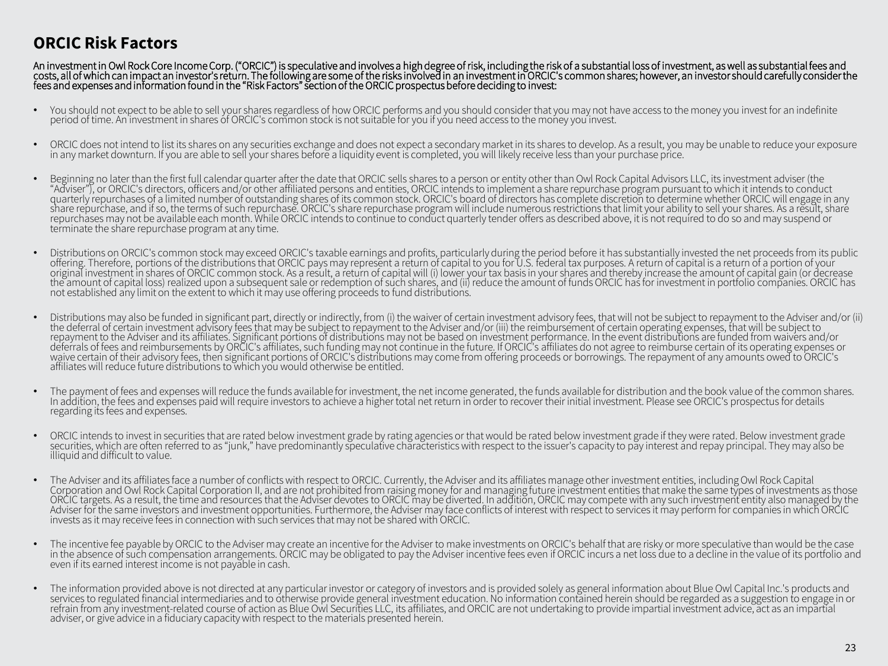# ORCIC Risk Factors

An investment in Owl Rock Core Income Corp. ("ORCIC") is speculative and involves a high degree of risk, including the risk of a substantial loss of investment, as well as substantial fees and costs, all of which can impact an investor's return. The following are some of the risks involved in an investment in ORCIC's common shares; however, an investor should carefully consider the fees and expenses and information found in the "Risk Factors" section of the ORCIC prospectus before deciding to invest:

- You should not expect to be able to sell your shares regardless of how ORCIC performs and you should consider that you may not have access to the money you invest for an indefinite period of time. An investment in shares of ORCIC's common stock is not suitable for you if you need access to the money you invest.
- ORCIC does not intend to list its shares on any securities exchange and does not expect a secondary market in its shares to develop. As a result, you may be unable to reduce your exposure in any market downturn. If you are able to sell your shares before a liquidity event is completed, you will likely receive less than your purchase price.
- Beginning no later than the first full calendar quarter after the date that ORCIC sells shares to a person or entity other than Owl Rock Capital Advisors LLC, its investment adviser (the "Adviser"), or ORCIC's directors, officers and/or other affiliated persons and entities, ORCIC intends to implement a share repurchase program pursuant to which it intends to conduct quarterly repurchases of a limited number of outstanding shares of its common stock. ORCIC's board of directors has complete discretion to determine whether ORCIC will engage in any share repurchase, and if so, the terms of such repurchase. ORCIC's share repurchase program will include numerous restrictions that limit your ability to sell your shares. As a result, share repurchases may not be available each month. While ORCIC intends to continue to conduct quarterly tender offers as described above, it is not required to do so and may suspend or terminate the share repurchase program at any time.
- Distributions on ORCIC's common stock may exceed ORCIC's taxable earnings and profits, particularly during the period before it has substantially invested the net proceeds from its public offering. Therefore, portions of the distributions that ORCIC pays may represent a return of capital to you for U.S. federal tax purposes. A return of capital is a return of a portion of your original investment in shares of ORCIC common stock. As a result, a return of capital will (i) lower your tax basis in your shares and thereby increase the amount of capital gain (or decrease the amount of capital loss) realized upon a subsequent sale or redemption of such shares, and (ii) reduce the amount of funds ORCIC has for investment in portfolio companies. ORCIC has not established any limit on the extent to which it may use offering proceeds to fund distributions.
- Distributions may also be funded in significant part, directly or indirectly, from (i) the waiver of certain investment advisory fees, that will not be subject to repayment to the Adviser and/or (ii) the deferral of certain investment advisory fees that may be subject to repayment to the Adviser and/or (iii) the reimbursement of certain operating expenses, that will be subject to repayment to the Adviser and its affiliates. Significant portions of distributions may not be based on investment performance. In the event distributions are funded from waivers and/or deferrals of fees and reimbursements by ORCIC's affiliates, such funding may not continue in the future. If ORCIC's affiliates do not agree to reimburse certain of its operating expenses or waive certain of their advisory fees, then significant portions of ORCIC's distributions may come from offering proceeds or borrowings. The repayment of any amounts owed to ORCIC's affiliates will reduce future distributions to which you would otherwise be entitled.
- The payment of fees and expenses will reduce the funds available for investment, the net income generated, the funds available for distribution and the book value of the common shares. In addition, the fees and expenses paid will require investors to achieve a higher total net return in order to recover their initial investment. Please see ORCIC's prospectus for details regarding its fees and expenses.
- ORCIC intends to invest in securities that are rated below investment grade by rating agencies or that would be rated below investment grade if they were rated. Below investment grade securities, which are often referred to as "junk," have predominantly speculative characteristics with respect to the issuer's capacity to pay interest and repay principal. They may also be illiquid and difficult to value.
- The Adviser and its affiliates face a number of conflicts with respect to ORCIC. Currently, the Adviser and its affiliates manage other investment entities, including Owl Rock Capital Corporation and Owl Rock Capital Corporation II, and are not prohibited from raising money for and managing future investment entities that make the same types of investments as those ORCIC targets. As a result, the time and resources that the Adviser devotes to ORCIC may be diverted. In addition, ORCIC may compete with any such investment entity also managed by the Adviser for the same investors and investment opportunities. Furthermore, the Adviser may face conflicts of interest with respect to services it may perform for companies in which ORCIC invests as it may receive fees in connection with such services that may not be shared with ORCIC.
- The incentive fee payable by ORCIC to the Adviser may create an incentive for the Adviser to make investments on ORCIC's behalf that are risky or more speculative than would be the case in the absence of such compensation arrangements. ORCIC may be obligated to pay the Adviser incentive fees even if ORCIC incurs a net loss due to a decline in the value of its portfolio and even if its earned interest income is not payable in cash.
- The information provided above is not directed at any particular investor or category of investors and is provided solely as general information about Blue Owl Capital Inc.'s products and services to regulated financial intermediaries and to otherwise provide general investment education. No information contained herein should be regarded as a suggestion to engage in or refrain from any investment-related course of action as Blue Owl Securities LLC, its affiliates, and ORCIC are not undertaking to provide impartial investment advice, act as an impartial adviser, or give advice in a fiduciary capacity with respect to the materials presented herein.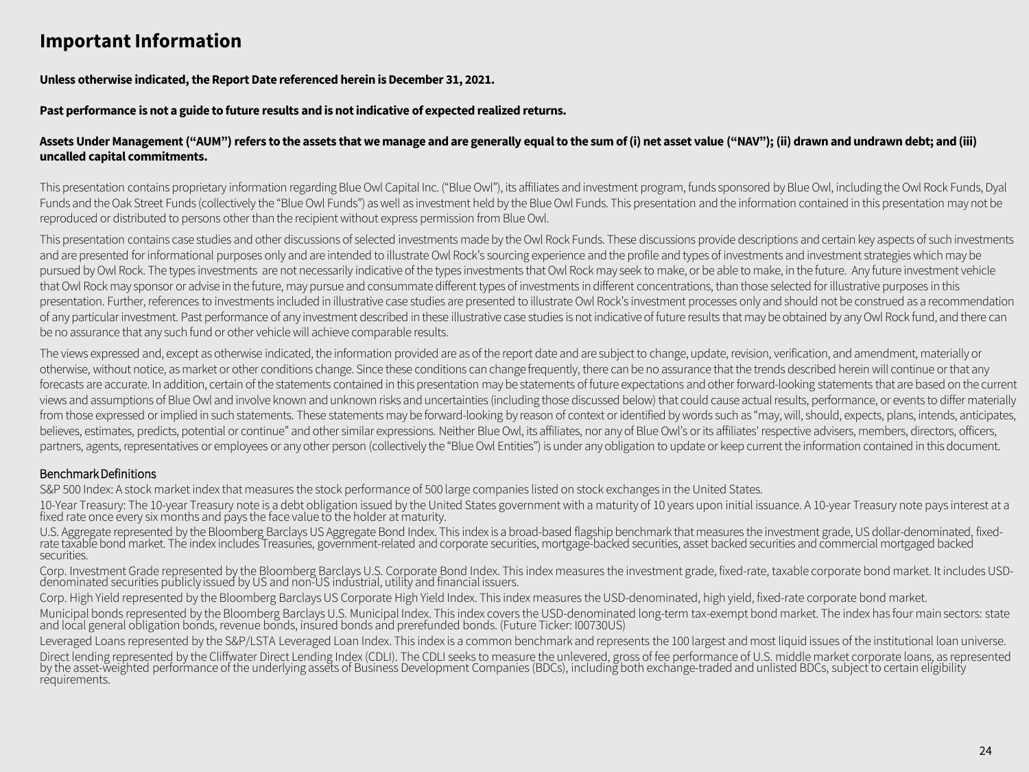# Important Information

**Unless otherwise indicated, the Report Date referenced herein is December 31, 2021.**

**Past performance is not a guide to future results and is not indicative of expected realized returns.**

**Assets Under Management ("AUM") refers to the assets that we manage and are generally equal to the sum of (i) net asset value ("NAV"); (ii) drawn and undrawn debt; and (iii) uncalled capital commitments.**

This presentation contains proprietary information regarding Blue Owl Capital Inc. ("Blue Owl"), its affiliates and investment program, funds sponsored by Blue Owl, including the Owl Rock Funds, Dyal Funds and the Oak Street Funds (collectively the "Blue Owl Funds") as well as investment held by the Blue Owl Funds. This presentation and the information contained in this presentation may not be reproduced or distributed to persons other than the recipient without express permission from Blue Owl.

This presentation contains case studies and other discussions of selected investments made by the Owl Rock Funds. These discussions provide descriptions and certain key aspects of such investments and are presented for informational purposes only and are intended to illustrate Owl Rock's sourcing experience and the profile and types of investments and investment strategies which may be pursued by Owl Rock. The types investments are not necessarily indicative of the types investments that Owl Rock may seek to make, or be able to make, in the future. Any future investment vehicle that Owl Rock may sponsor or advise in the future, may pursue and consummate different types of investments in different concentrations, than those selected for illustrative purposes in this presentation. Further, references to investments included in illustrative case studies are presented to illustrate Owl Rock's investment processes only and should not be construed as a recommendation of any particular investment. Past performance of any investment described in these illustrative case studies is not indicative of future results that may be obtained by any Owl Rock fund, and there can be no assurance that any such fund or other vehicle will achieve comparable results.

The views expressed and, except as otherwise indicated, the information provided are as of the report date and are subject to change, update, revision, verification, and amendment, materially or otherwise, without notice, as market or other conditions change. Since these conditions can change frequently, there can be no assurance that the trends described herein will continue or that any forecasts are accurate. In addition, certain of the statements contained in this presentation may be statements of future expectations and other forward-looking statements that are based on the current views and assumptions of Blue Owl and involve known and unknown risks and uncertainties (including those discussed below) that could cause actual results, performance, or events to differ materially from those expressed or implied in such statements. These statements may be forward-looking by reason of context or identified by words such as "may, will, should, expects, plans, intends, anticipates, believes, estimates, predicts, potential or continue" and other similar expressions. Neither Blue Owl, its affiliates, nor any of Blue Owl's or its affiliates' respective advisers, members, directors, officers, partners, agents, representatives or employees or any other person (collectively the "Blue Owl Entities") is under any obligation to update or keep current the information contained in this document.

## Benchmark Definitions

S&P 500 Index: A stock market index that measures the stock performance of 500 large companies listed on stock exchanges in the United States.

10-Year Treasury: The 10-year Treasury note is a debt obligation issued by the United States government with a maturity of 10 years upon initial issuance. A 10-year Treasury note pays interest at a fixed rate once every six months and pays the face value to the holder at maturity.

U.S. Aggregate represented by the Bloomberg Barclays US Aggregate Bond Index. This index is a broad-based flagship benchmark that measures the investment grade, US dollar-denominated, fixed-rate taxable bond market. The index includes Treasuries, government-related and corporate securities, mortgage-backed securities, asset backed securities and commercial mortgaged backed securities.

Corp. Investment Grade represented by the Bloomberg Barclays U.S. Corporate Bond Index. This index measures the investment grade, fixed-rate, taxable corporate bond market. It includes USD-denominated securities publicly issued by US and non-US industrial, utility and financial issuers.

Corp. High Yield represented by the Bloomberg Barclays US Corporate High Yield Index. This index measures the USD-denominated, high yield, fixed-rate corporate bond market.

Municipal bonds represented by the Bloomberg Barclays U.S. Municipal Index. This index covers the USD-denominated long-term tax-exempt bond market. The index has four main sectors: state and local general obligation bonds, revenue bonds, insured bonds and prerefunded bonds. (Future Ticker: I00730US)

Leveraged Loans represented by the S&P/LSTA Leveraged Loan Index. This index is a common benchmark and represents the 100 largest and most liquid issues of the institutional loan universe.

Direct lending represented by the Cliffwater Direct Lending Index (CDLI). The CDLI seeks to measure the unlevered, gross of fee performance of U.S. middle market corporate loans, as represented by the asset-weighted performance of the underlying assets of Business Development Companies (BDCs), including both exchange-traded and unlisted BDCs, subject to certain eligibility requirements.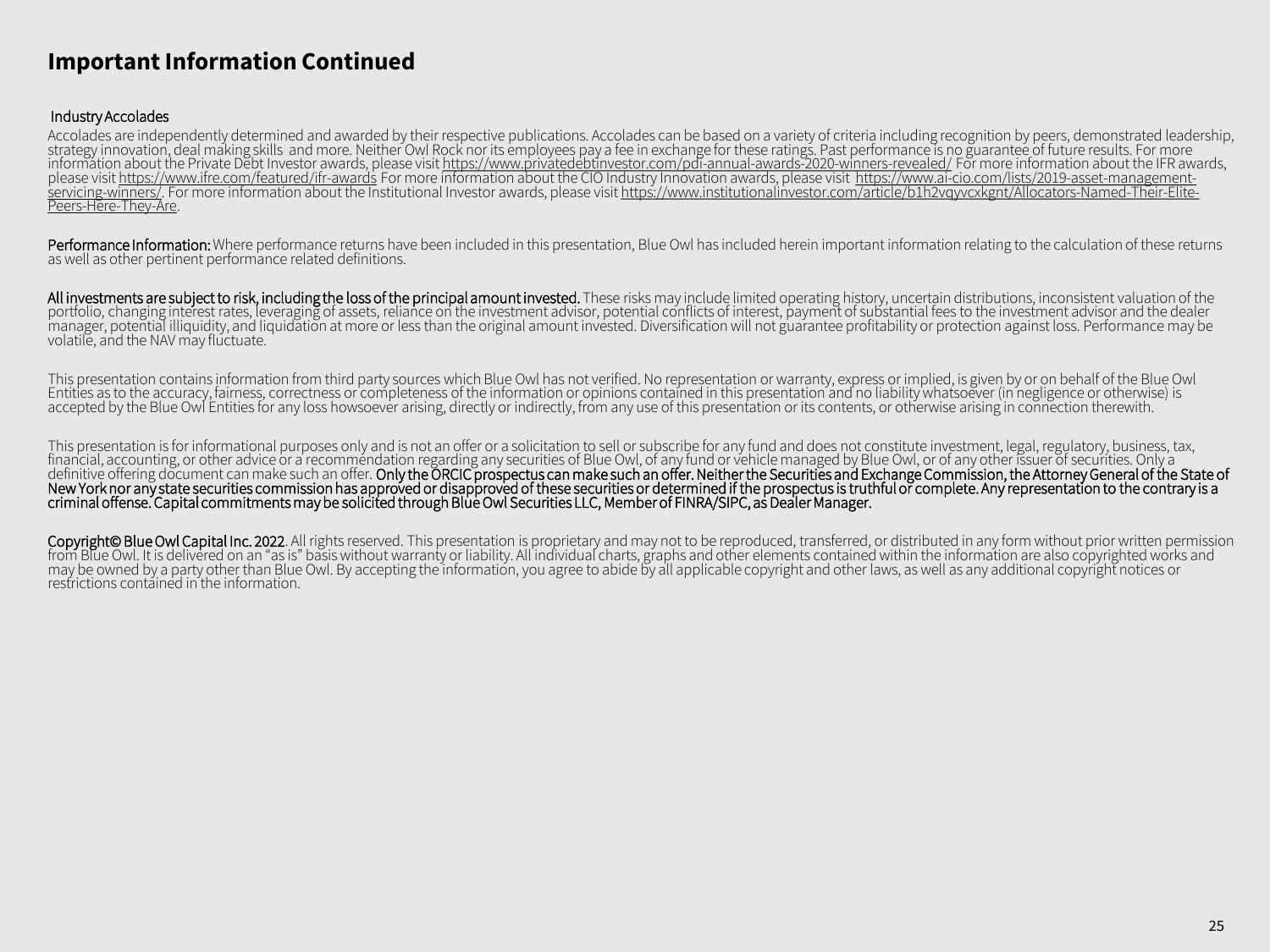# Important Information Continued

Industry Accolades

Accolades are independently determined and awarded by their respective publications. Accolades can be based on a variety of criteria including recognition by peers, demonstrated leadership, strategy innovation, deal making skills and more. Neither Owl Rock nor its employees pay a fee in exchange for these ratings. Past performance is no guarantee of future results. For more information about the Private Debt Investor awards, please visit https://www.privatedebtinvestor.com/pdi-annual-awards-2020-winners-revealed/ For more information about the IFR awards, please visit https://www.ifre.com/featured/ifr-awards For more information about the CIO Industry Innovation awards, please visit https://www.ai-cio.com/lists/2019-asset-management-servicing-winners/. For more information about the Institutional Investor awards, please visit https://www.institutionalinvestor.com/article/b1h2vqyvcxkgnt/Allocators-Named-Their-Elite-Peers-Here-They-Are.

Performance Information: Where performance returns have been included in this presentation, Blue Owl has included herein important information relating to the calculation of these returns as well as other pertinent performance related definitions.

All investments are subject to risk, including the loss of the principal amount invested. These risks may include limited operating history, uncertain distributions, inconsistent valuation of the portfolio, changing interest rates, leveraging of assets, reliance on the investment advisor, potential conflicts of interest, payment of substantial fees to the investment advisor and the dealer manager, potential illiquidity, and liquidation at more or less than the original amount invested. Diversification will not guarantee profitability or protection against loss. Performance may be volatile, and the NAV may fluctuate.

This presentation contains information from third party sources which Blue Owl has not verified. No representation or warranty, express or implied, is given by or on behalf of the Blue Owl Entities as to the accuracy, fairness, correctness or completeness of the information or opinions contained in this presentation and no liability whatsoever (in negligence or otherwise) is accepted by the Blue Owl Entities for any loss howsoever arising, directly or indirectly, from any use of this presentation or its contents, or otherwise arising in connection therewith.

This presentation is for informational purposes only and is not an offer or a solicitation to sell or subscribe for any fund and does not constitute investment, legal, regulatory, business, tax, financial, accounting, or other advice or a recommendation regarding any securities of Blue Owl, of any fund or vehicle managed by Blue Owl, or of any other issuer of securities. Only a definitive offering document can make such an offer. Only the ORCIC prospectus can make such an offer. Neither the Securities and Exchange Commission, the Attorney General of the State of New York nor any state securities commission has approved or disapproved of these securities or determined if the prospectus is truthful or complete. Any representation to the contrary is a criminal offense. Capital commitments may be solicited through Blue Owl Securities LLC, Member of FINRA/SIPC, as Dealer Manager.

Copyright© Blue Owl Capital Inc. 2022. All rights reserved. This presentation is proprietary and may not to be reproduced, transferred, or distributed in any form without prior written permission from Blue Owl. It is delivered on an "as is" basis without warranty or liability. All individual charts, graphs and other elements contained within the information are also copyrighted works and may be owned by a party other than Blue Owl. By accepting the information, you agree to abide by all applicable copyright and other laws, as well as any additional copyright notices or restrictions contained in the information.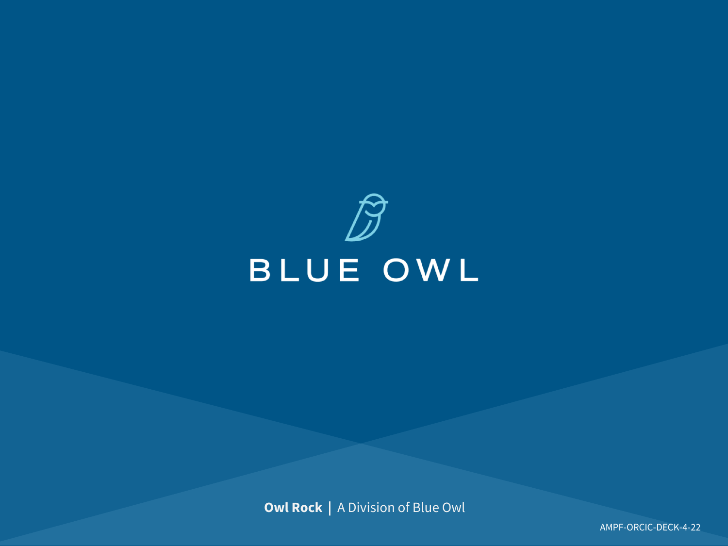BLUE OWL

**Owl Rock** | A Division of Blue Owl

AMPF-ORCIC-DECK-4-22